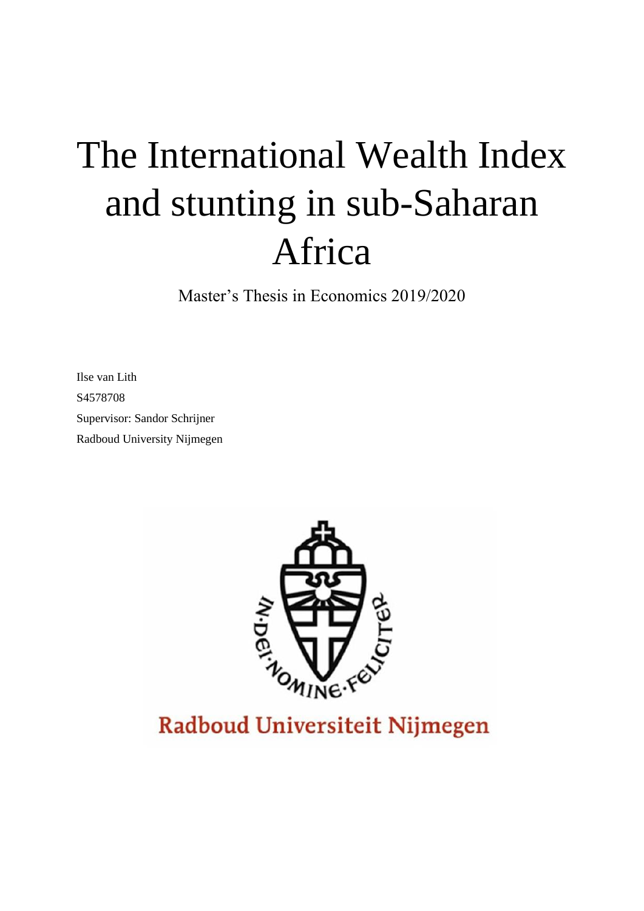# The International Wealth Index and stunting in sub-Saharan Africa

Master's Thesis in Economics 2019/2020

Ilse van Lith

S4578708

Supervisor: Sandor Schrijner

Radboud University Nijmegen

IN·DEI·NOMINE·FELICITER

Radboud Universiteit Nijmegen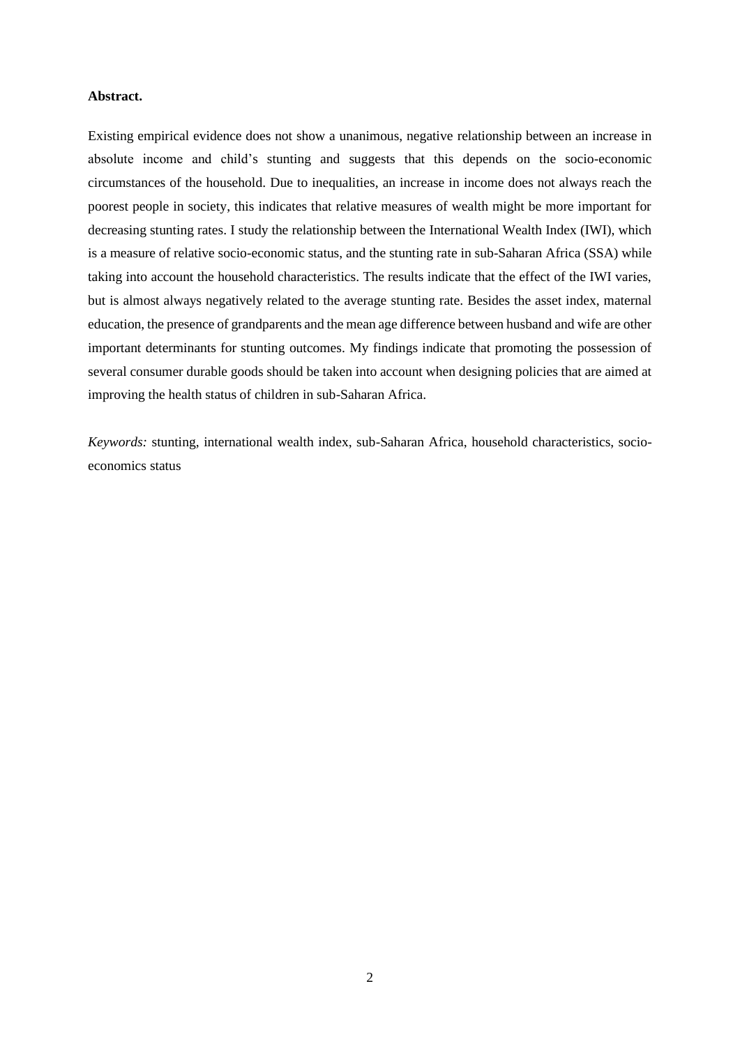**Abstract.**

Existing empirical evidence does not show a unanimous, negative relationship between an increase in absolute income and child's stunting and suggests that this depends on the socio-economic circumstances of the household. Due to inequalities, an increase in income does not always reach the poorest people in society, this indicates that relative measures of wealth might be more important for decreasing stunting rates. I study the relationship between the International Wealth Index (IWI), which is a measure of relative socio-economic status, and the stunting rate in sub-Saharan Africa (SSA) while taking into account the household characteristics. The results indicate that the effect of the IWI varies, but is almost always negatively related to the average stunting rate. Besides the asset index, maternal education, the presence of grandparents and the mean age difference between husband and wife are other important determinants for stunting outcomes. My findings indicate that promoting the possession of several consumer durable goods should be taken into account when designing policies that are aimed at improving the health status of children in sub-Saharan Africa.

*Keywords:* stunting, international wealth index, sub-Saharan Africa, household characteristics, socio-economics status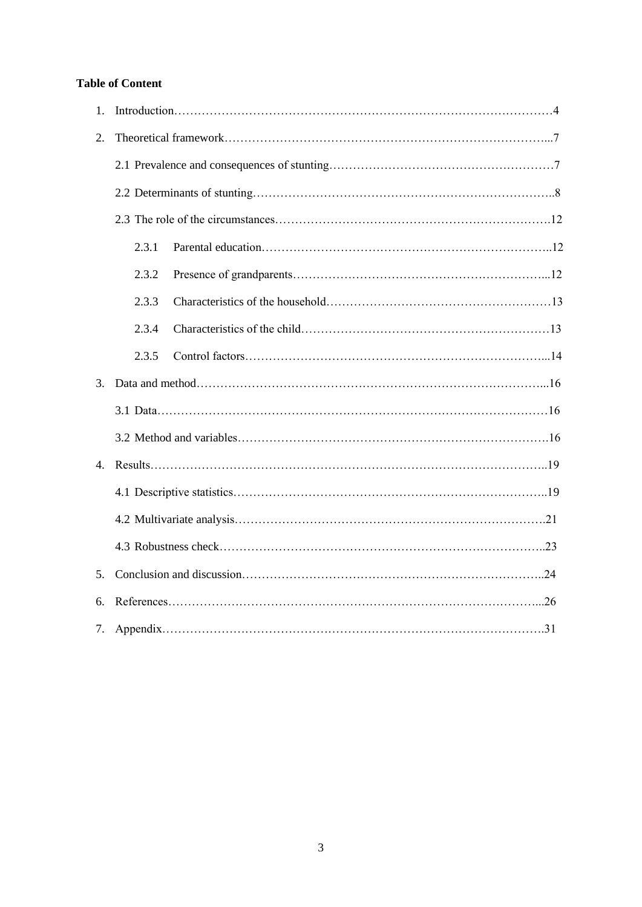**Table of Content**

1. Introduction……………………………………………………………………………………4
2. Theoretical framework…………………………………………………………………………...7
   - 2.1 Prevalence and consequences of stunting…………………………………………………7
   - 2.2 Determinants of stunting…………………………………………………………………..8
   - 2.3 The role of the circumstances…………………………………………………………….12
     - 2.3.1 Parental education………………………………………………………………..12
     - 2.3.2 Presence of grandparents………………………………………………………...12
     - 2.3.3 Characteristics of the household…………………………………………………13
     - 2.3.4 Characteristics of the child………………………………………………………13
     - 2.3.5 Control factors…………………………………………………………………...14
3. Data and method…………………………………………………………………………...16
   - 3.1 Data……………………………………………………………………………………16
   - 3.2 Method and variables…………………………………………………………………….16
4. Results………………………………………………………………………………………..19
   - 4.1 Descriptive statistics……………………………………………………………………..19
   - 4.2 Multivariate analysis…………………………………………………………………….21
   - 4.3 Robustness check………………………………………………………………………..23
5. Conclusion and discussion…………………………………………………………………..24
6. References…………………………………………………………………………………...26
7. Appendix…………………………………………………………………………………….31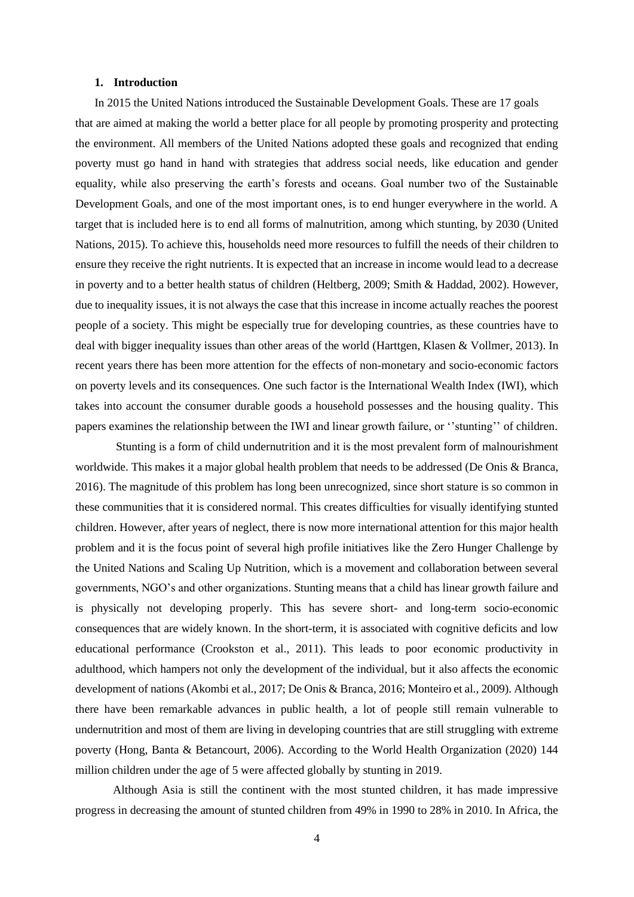## 1. Introduction

In 2015 the United Nations introduced the Sustainable Development Goals. These are 17 goals that are aimed at making the world a better place for all people by promoting prosperity and protecting the environment. All members of the United Nations adopted these goals and recognized that ending poverty must go hand in hand with strategies that address social needs, like education and gender equality, while also preserving the earth's forests and oceans. Goal number two of the Sustainable Development Goals, and one of the most important ones, is to end hunger everywhere in the world. A target that is included here is to end all forms of malnutrition, among which stunting, by 2030 (United Nations, 2015). To achieve this, households need more resources to fulfill the needs of their children to ensure they receive the right nutrients. It is expected that an increase in income would lead to a decrease in poverty and to a better health status of children (Heltberg, 2009; Smith & Haddad, 2002). However, due to inequality issues, it is not always the case that this increase in income actually reaches the poorest people of a society. This might be especially true for developing countries, as these countries have to deal with bigger inequality issues than other areas of the world (Harttgen, Klasen & Vollmer, 2013). In recent years there has been more attention for the effects of non-monetary and socio-economic factors on poverty levels and its consequences. One such factor is the International Wealth Index (IWI), which takes into account the consumer durable goods a household possesses and the housing quality. This papers examines the relationship between the IWI and linear growth failure, or ''stunting'' of children.

Stunting is a form of child undernutrition and it is the most prevalent form of malnourishment worldwide. This makes it a major global health problem that needs to be addressed (De Onis & Branca, 2016). The magnitude of this problem has long been unrecognized, since short stature is so common in these communities that it is considered normal. This creates difficulties for visually identifying stunted children. However, after years of neglect, there is now more international attention for this major health problem and it is the focus point of several high profile initiatives like the Zero Hunger Challenge by the United Nations and Scaling Up Nutrition, which is a movement and collaboration between several governments, NGO's and other organizations. Stunting means that a child has linear growth failure and is physically not developing properly. This has severe short- and long-term socio-economic consequences that are widely known. In the short-term, it is associated with cognitive deficits and low educational performance (Crookston et al., 2011). This leads to poor economic productivity in adulthood, which hampers not only the development of the individual, but it also affects the economic development of nations (Akombi et al., 2017; De Onis & Branca, 2016; Monteiro et al., 2009). Although there have been remarkable advances in public health, a lot of people still remain vulnerable to undernutrition and most of them are living in developing countries that are still struggling with extreme poverty (Hong, Banta & Betancourt, 2006). According to the World Health Organization (2020) 144 million children under the age of 5 were affected globally by stunting in 2019.

Although Asia is still the continent with the most stunted children, it has made impressive progress in decreasing the amount of stunted children from 49% in 1990 to 28% in 2010. In Africa, the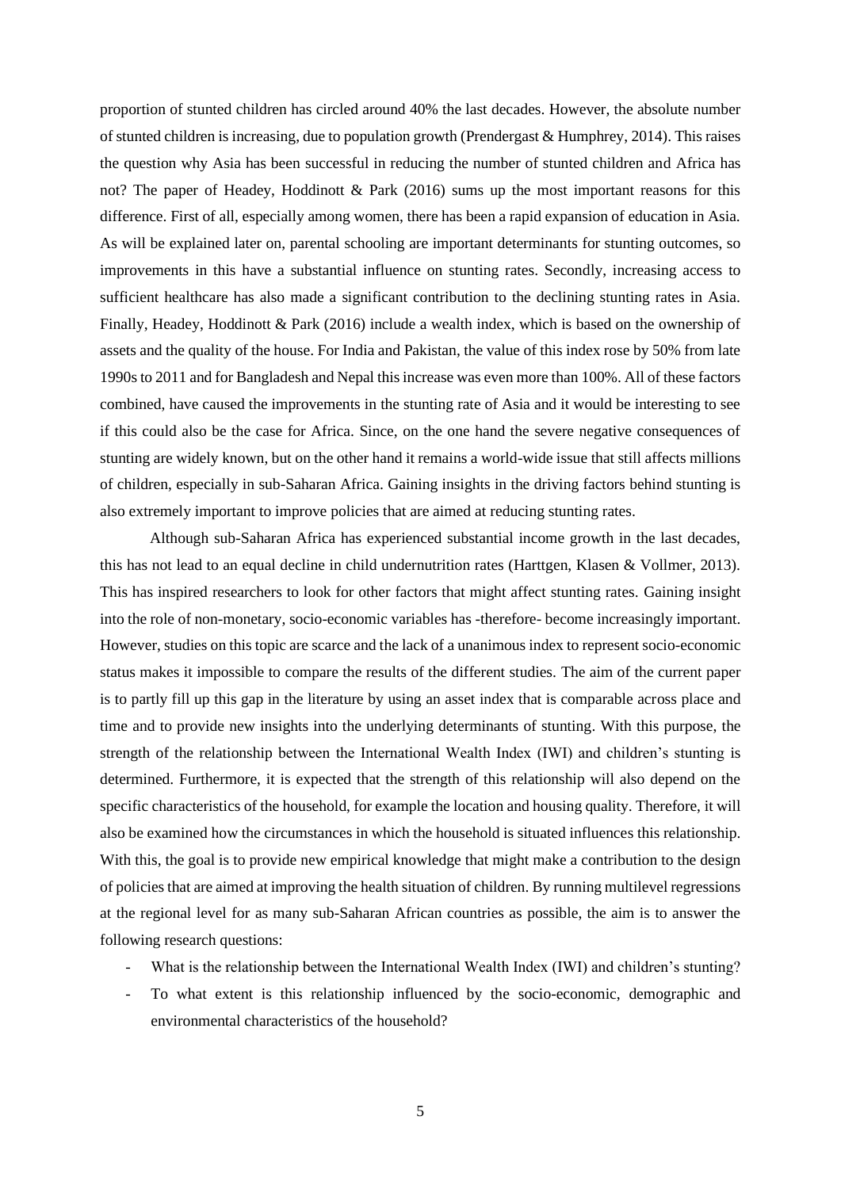proportion of stunted children has circled around 40% the last decades. However, the absolute number of stunted children is increasing, due to population growth (Prendergast & Humphrey, 2014). This raises the question why Asia has been successful in reducing the number of stunted children and Africa has not? The paper of Headey, Hoddinott & Park (2016) sums up the most important reasons for this difference. First of all, especially among women, there has been a rapid expansion of education in Asia. As will be explained later on, parental schooling are important determinants for stunting outcomes, so improvements in this have a substantial influence on stunting rates. Secondly, increasing access to sufficient healthcare has also made a significant contribution to the declining stunting rates in Asia. Finally, Headey, Hoddinott & Park (2016) include a wealth index, which is based on the ownership of assets and the quality of the house. For India and Pakistan, the value of this index rose by 50% from late 1990s to 2011 and for Bangladesh and Nepal this increase was even more than 100%. All of these factors combined, have caused the improvements in the stunting rate of Asia and it would be interesting to see if this could also be the case for Africa. Since, on the one hand the severe negative consequences of stunting are widely known, but on the other hand it remains a world-wide issue that still affects millions of children, especially in sub-Saharan Africa. Gaining insights in the driving factors behind stunting is also extremely important to improve policies that are aimed at reducing stunting rates.

Although sub-Saharan Africa has experienced substantial income growth in the last decades, this has not lead to an equal decline in child undernutrition rates (Harttgen, Klasen & Vollmer, 2013). This has inspired researchers to look for other factors that might affect stunting rates. Gaining insight into the role of non-monetary, socio-economic variables has -therefore- become increasingly important. However, studies on this topic are scarce and the lack of a unanimous index to represent socio-economic status makes it impossible to compare the results of the different studies. The aim of the current paper is to partly fill up this gap in the literature by using an asset index that is comparable across place and time and to provide new insights into the underlying determinants of stunting. With this purpose, the strength of the relationship between the International Wealth Index (IWI) and children's stunting is determined. Furthermore, it is expected that the strength of this relationship will also depend on the specific characteristics of the household, for example the location and housing quality. Therefore, it will also be examined how the circumstances in which the household is situated influences this relationship. With this, the goal is to provide new empirical knowledge that might make a contribution to the design of policies that are aimed at improving the health situation of children. By running multilevel regressions at the regional level for as many sub-Saharan African countries as possible, the aim is to answer the following research questions:

- What is the relationship between the International Wealth Index (IWI) and children's stunting?
- To what extent is this relationship influenced by the socio-economic, demographic and environmental characteristics of the household?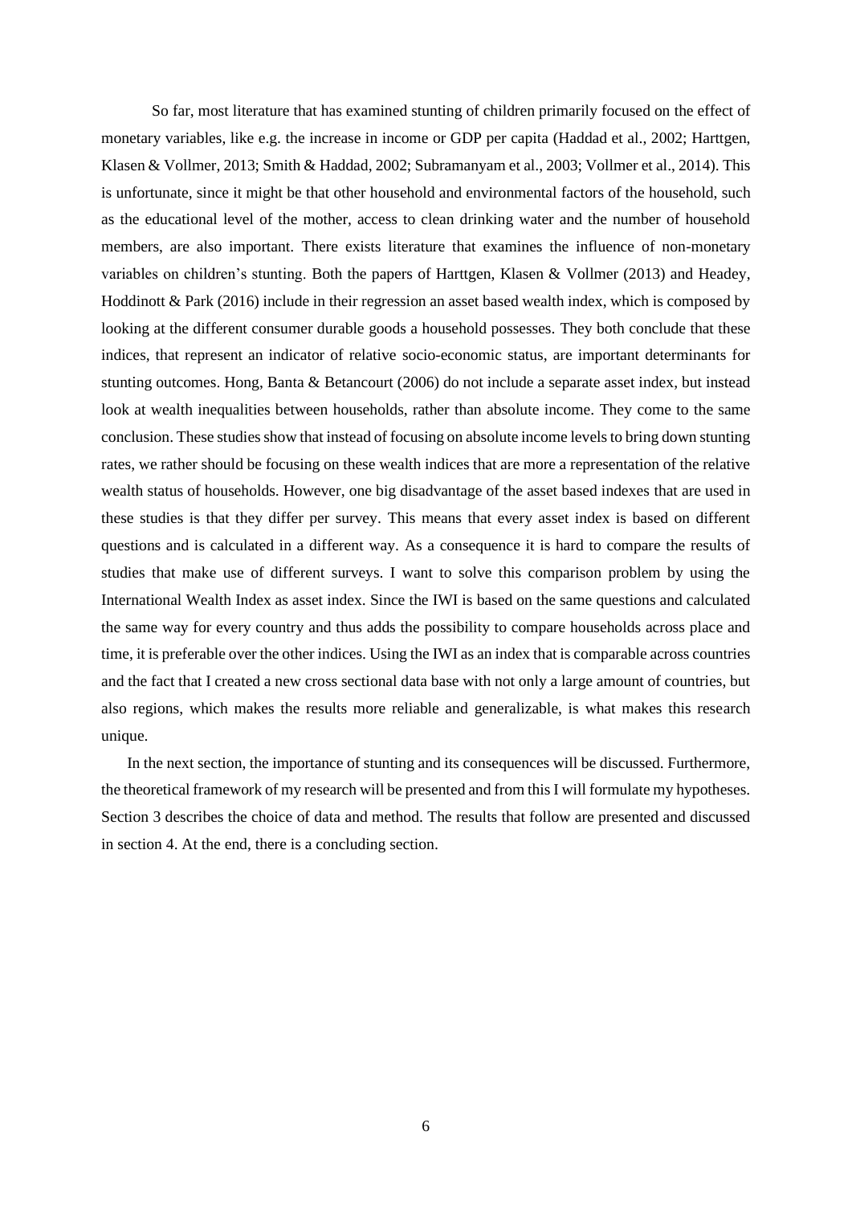So far, most literature that has examined stunting of children primarily focused on the effect of monetary variables, like e.g. the increase in income or GDP per capita (Haddad et al., 2002; Harttgen, Klasen & Vollmer, 2013; Smith & Haddad, 2002; Subramanyam et al., 2003; Vollmer et al., 2014). This is unfortunate, since it might be that other household and environmental factors of the household, such as the educational level of the mother, access to clean drinking water and the number of household members, are also important. There exists literature that examines the influence of non-monetary variables on children's stunting. Both the papers of Harttgen, Klasen & Vollmer (2013) and Headey, Hoddinott & Park (2016) include in their regression an asset based wealth index, which is composed by looking at the different consumer durable goods a household possesses. They both conclude that these indices, that represent an indicator of relative socio-economic status, are important determinants for stunting outcomes. Hong, Banta & Betancourt (2006) do not include a separate asset index, but instead look at wealth inequalities between households, rather than absolute income. They come to the same conclusion. These studies show that instead of focusing on absolute income levels to bring down stunting rates, we rather should be focusing on these wealth indices that are more a representation of the relative wealth status of households. However, one big disadvantage of the asset based indexes that are used in these studies is that they differ per survey. This means that every asset index is based on different questions and is calculated in a different way. As a consequence it is hard to compare the results of studies that make use of different surveys. I want to solve this comparison problem by using the International Wealth Index as asset index. Since the IWI is based on the same questions and calculated the same way for every country and thus adds the possibility to compare households across place and time, it is preferable over the other indices. Using the IWI as an index that is comparable across countries and the fact that I created a new cross sectional data base with not only a large amount of countries, but also regions, which makes the results more reliable and generalizable, is what makes this research unique.

In the next section, the importance of stunting and its consequences will be discussed. Furthermore, the theoretical framework of my research will be presented and from this I will formulate my hypotheses. Section 3 describes the choice of data and method. The results that follow are presented and discussed in section 4. At the end, there is a concluding section.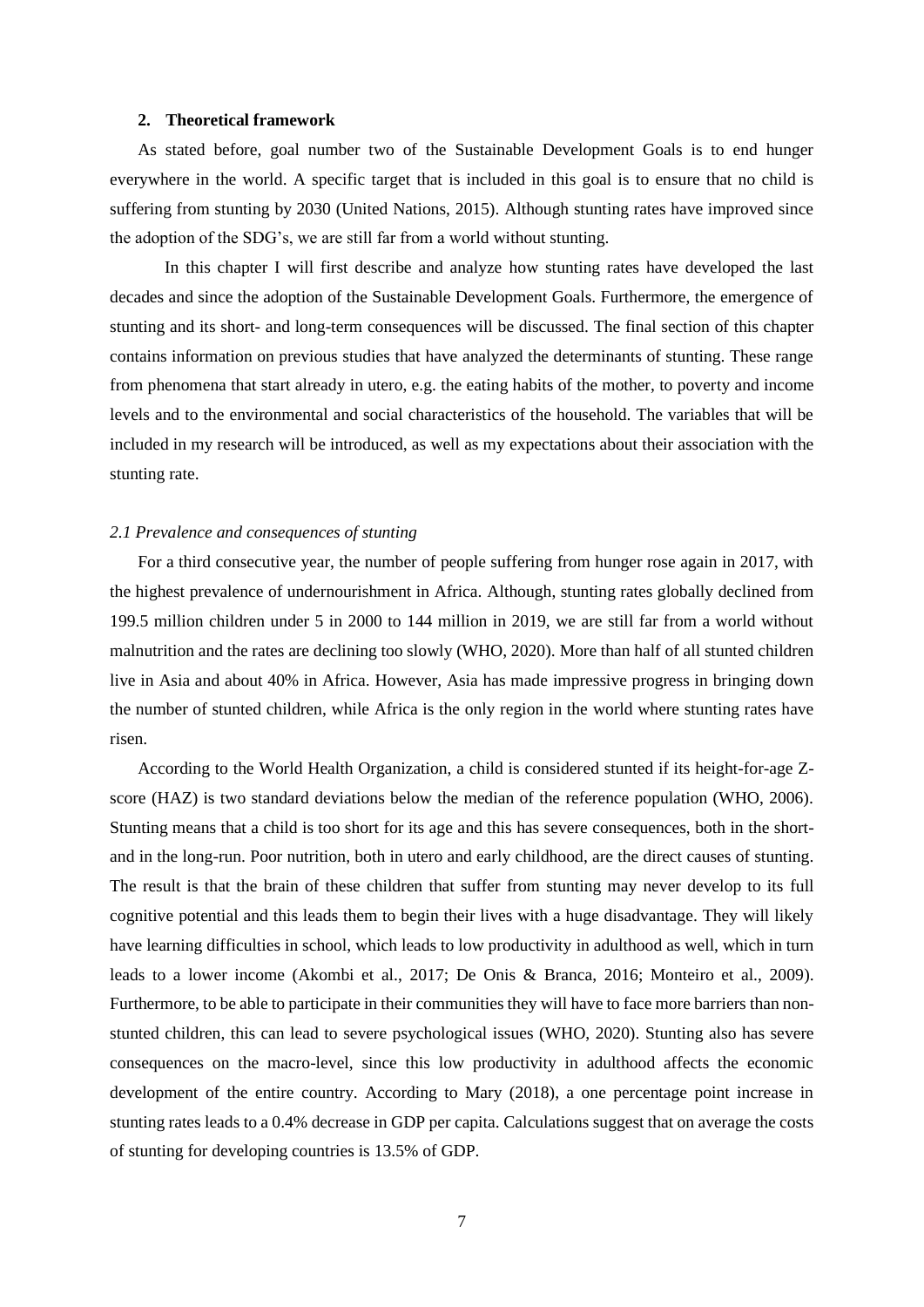## 2. Theoretical framework

As stated before, goal number two of the Sustainable Development Goals is to end hunger everywhere in the world. A specific target that is included in this goal is to ensure that no child is suffering from stunting by 2030 (United Nations, 2015). Although stunting rates have improved since the adoption of the SDG's, we are still far from a world without stunting.

In this chapter I will first describe and analyze how stunting rates have developed the last decades and since the adoption of the Sustainable Development Goals. Furthermore, the emergence of stunting and its short- and long-term consequences will be discussed. The final section of this chapter contains information on previous studies that have analyzed the determinants of stunting. These range from phenomena that start already in utero, e.g. the eating habits of the mother, to poverty and income levels and to the environmental and social characteristics of the household. The variables that will be included in my research will be introduced, as well as my expectations about their association with the stunting rate.

### *2.1 Prevalence and consequences of stunting*

For a third consecutive year, the number of people suffering from hunger rose again in 2017, with the highest prevalence of undernourishment in Africa. Although, stunting rates globally declined from 199.5 million children under 5 in 2000 to 144 million in 2019, we are still far from a world without malnutrition and the rates are declining too slowly (WHO, 2020). More than half of all stunted children live in Asia and about 40% in Africa. However, Asia has made impressive progress in bringing down the number of stunted children, while Africa is the only region in the world where stunting rates have risen.

According to the World Health Organization, a child is considered stunted if its height-for-age Z-score (HAZ) is two standard deviations below the median of the reference population (WHO, 2006). Stunting means that a child is too short for its age and this has severe consequences, both in the short- and in the long-run. Poor nutrition, both in utero and early childhood, are the direct causes of stunting. The result is that the brain of these children that suffer from stunting may never develop to its full cognitive potential and this leads them to begin their lives with a huge disadvantage. They will likely have learning difficulties in school, which leads to low productivity in adulthood as well, which in turn leads to a lower income (Akombi et al., 2017; De Onis & Branca, 2016; Monteiro et al., 2009). Furthermore, to be able to participate in their communities they will have to face more barriers than non-stunted children, this can lead to severe psychological issues (WHO, 2020). Stunting also has severe consequences on the macro-level, since this low productivity in adulthood affects the economic development of the entire country. According to Mary (2018), a one percentage point increase in stunting rates leads to a 0.4% decrease in GDP per capita. Calculations suggest that on average the costs of stunting for developing countries is 13.5% of GDP.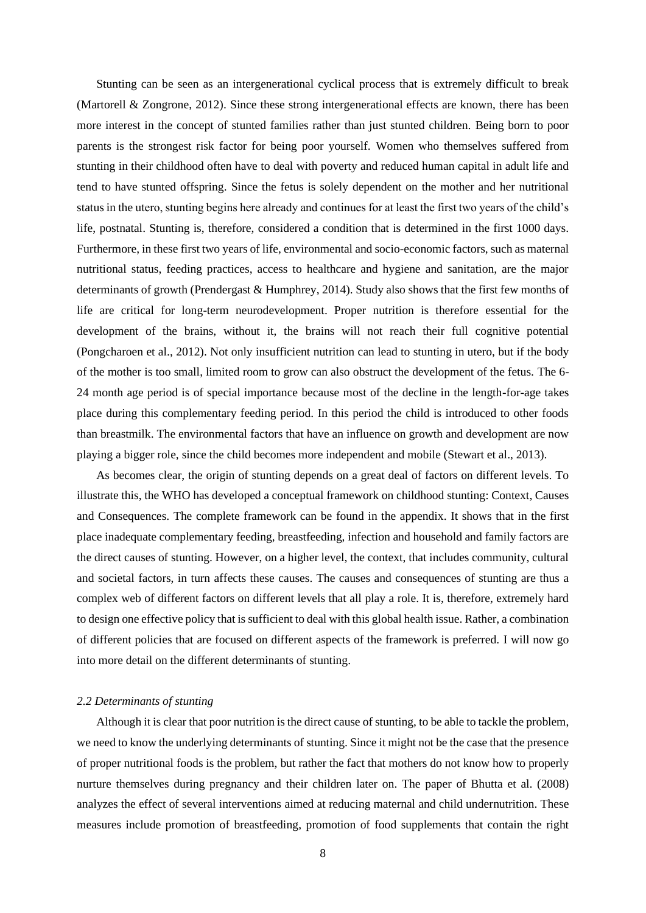Stunting can be seen as an intergenerational cyclical process that is extremely difficult to break (Martorell & Zongrone, 2012). Since these strong intergenerational effects are known, there has been more interest in the concept of stunted families rather than just stunted children. Being born to poor parents is the strongest risk factor for being poor yourself. Women who themselves suffered from stunting in their childhood often have to deal with poverty and reduced human capital in adult life and tend to have stunted offspring. Since the fetus is solely dependent on the mother and her nutritional status in the utero, stunting begins here already and continues for at least the first two years of the child's life, postnatal. Stunting is, therefore, considered a condition that is determined in the first 1000 days. Furthermore, in these first two years of life, environmental and socio-economic factors, such as maternal nutritional status, feeding practices, access to healthcare and hygiene and sanitation, are the major determinants of growth (Prendergast & Humphrey, 2014). Study also shows that the first few months of life are critical for long-term neurodevelopment. Proper nutrition is therefore essential for the development of the brains, without it, the brains will not reach their full cognitive potential (Pongcharoen et al., 2012). Not only insufficient nutrition can lead to stunting in utero, but if the body of the mother is too small, limited room to grow can also obstruct the development of the fetus. The 6-24 month age period is of special importance because most of the decline in the length-for-age takes place during this complementary feeding period. In this period the child is introduced to other foods than breastmilk. The environmental factors that have an influence on growth and development are now playing a bigger role, since the child becomes more independent and mobile (Stewart et al., 2013).

As becomes clear, the origin of stunting depends on a great deal of factors on different levels. To illustrate this, the WHO has developed a conceptual framework on childhood stunting: Context, Causes and Consequences. The complete framework can be found in the appendix. It shows that in the first place inadequate complementary feeding, breastfeeding, infection and household and family factors are the direct causes of stunting. However, on a higher level, the context, that includes community, cultural and societal factors, in turn affects these causes. The causes and consequences of stunting are thus a complex web of different factors on different levels that all play a role. It is, therefore, extremely hard to design one effective policy that is sufficient to deal with this global health issue. Rather, a combination of different policies that are focused on different aspects of the framework is preferred. I will now go into more detail on the different determinants of stunting.

### *2.2 Determinants of stunting*

Although it is clear that poor nutrition is the direct cause of stunting, to be able to tackle the problem, we need to know the underlying determinants of stunting. Since it might not be the case that the presence of proper nutritional foods is the problem, but rather the fact that mothers do not know how to properly nurture themselves during pregnancy and their children later on. The paper of Bhutta et al. (2008) analyzes the effect of several interventions aimed at reducing maternal and child undernutrition. These measures include promotion of breastfeeding, promotion of food supplements that contain the right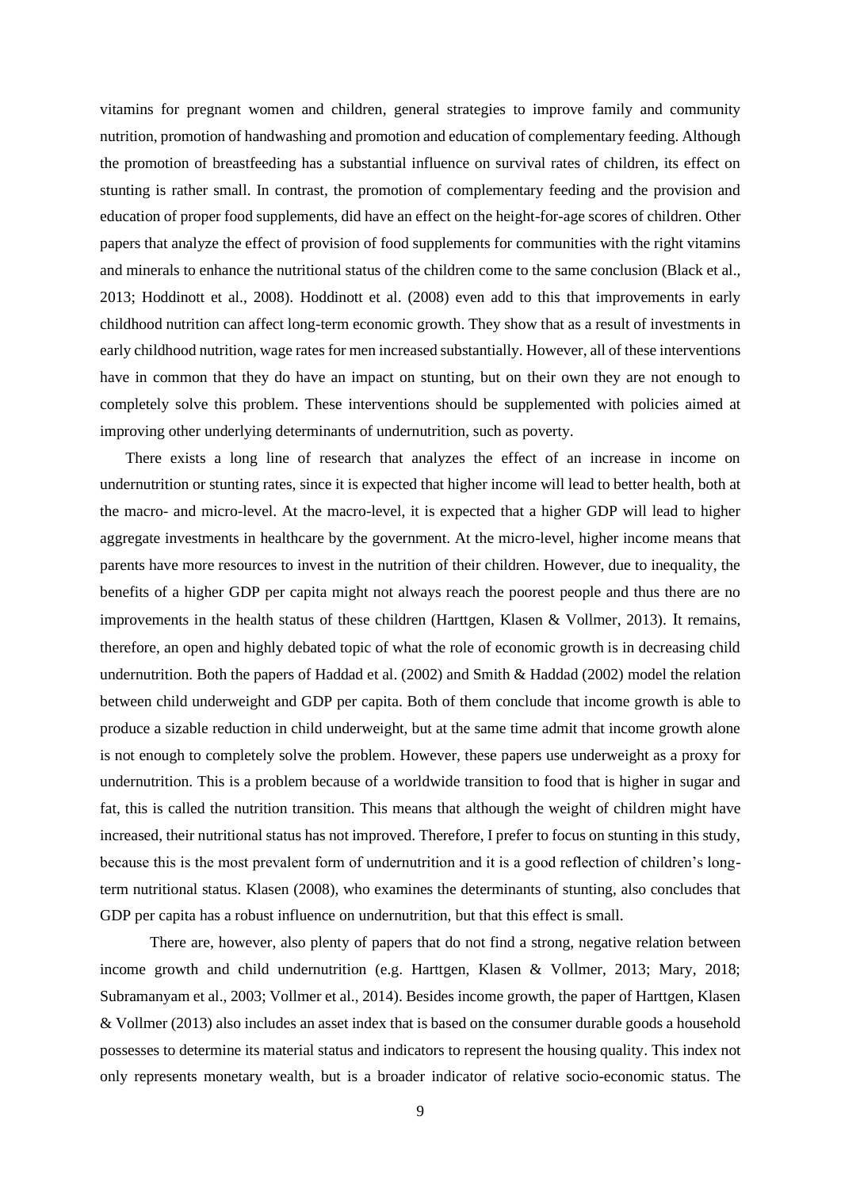vitamins for pregnant women and children, general strategies to improve family and community nutrition, promotion of handwashing and promotion and education of complementary feeding. Although the promotion of breastfeeding has a substantial influence on survival rates of children, its effect on stunting is rather small. In contrast, the promotion of complementary feeding and the provision and education of proper food supplements, did have an effect on the height-for-age scores of children. Other papers that analyze the effect of provision of food supplements for communities with the right vitamins and minerals to enhance the nutritional status of the children come to the same conclusion (Black et al., 2013; Hoddinott et al., 2008). Hoddinott et al. (2008) even add to this that improvements in early childhood nutrition can affect long-term economic growth. They show that as a result of investments in early childhood nutrition, wage rates for men increased substantially. However, all of these interventions have in common that they do have an impact on stunting, but on their own they are not enough to completely solve this problem. These interventions should be supplemented with policies aimed at improving other underlying determinants of undernutrition, such as poverty.

There exists a long line of research that analyzes the effect of an increase in income on undernutrition or stunting rates, since it is expected that higher income will lead to better health, both at the macro- and micro-level. At the macro-level, it is expected that a higher GDP will lead to higher aggregate investments in healthcare by the government. At the micro-level, higher income means that parents have more resources to invest in the nutrition of their children. However, due to inequality, the benefits of a higher GDP per capita might not always reach the poorest people and thus there are no improvements in the health status of these children (Harttgen, Klasen & Vollmer, 2013). It remains, therefore, an open and highly debated topic of what the role of economic growth is in decreasing child undernutrition. Both the papers of Haddad et al. (2002) and Smith & Haddad (2002) model the relation between child underweight and GDP per capita. Both of them conclude that income growth is able to produce a sizable reduction in child underweight, but at the same time admit that income growth alone is not enough to completely solve the problem. However, these papers use underweight as a proxy for undernutrition. This is a problem because of a worldwide transition to food that is higher in sugar and fat, this is called the nutrition transition. This means that although the weight of children might have increased, their nutritional status has not improved. Therefore, I prefer to focus on stunting in this study, because this is the most prevalent form of undernutrition and it is a good reflection of children's long-term nutritional status. Klasen (2008), who examines the determinants of stunting, also concludes that GDP per capita has a robust influence on undernutrition, but that this effect is small.

There are, however, also plenty of papers that do not find a strong, negative relation between income growth and child undernutrition (e.g. Harttgen, Klasen & Vollmer, 2013; Mary, 2018; Subramanyam et al., 2003; Vollmer et al., 2014). Besides income growth, the paper of Harttgen, Klasen & Vollmer (2013) also includes an asset index that is based on the consumer durable goods a household possesses to determine its material status and indicators to represent the housing quality. This index not only represents monetary wealth, but is a broader indicator of relative socio-economic status. The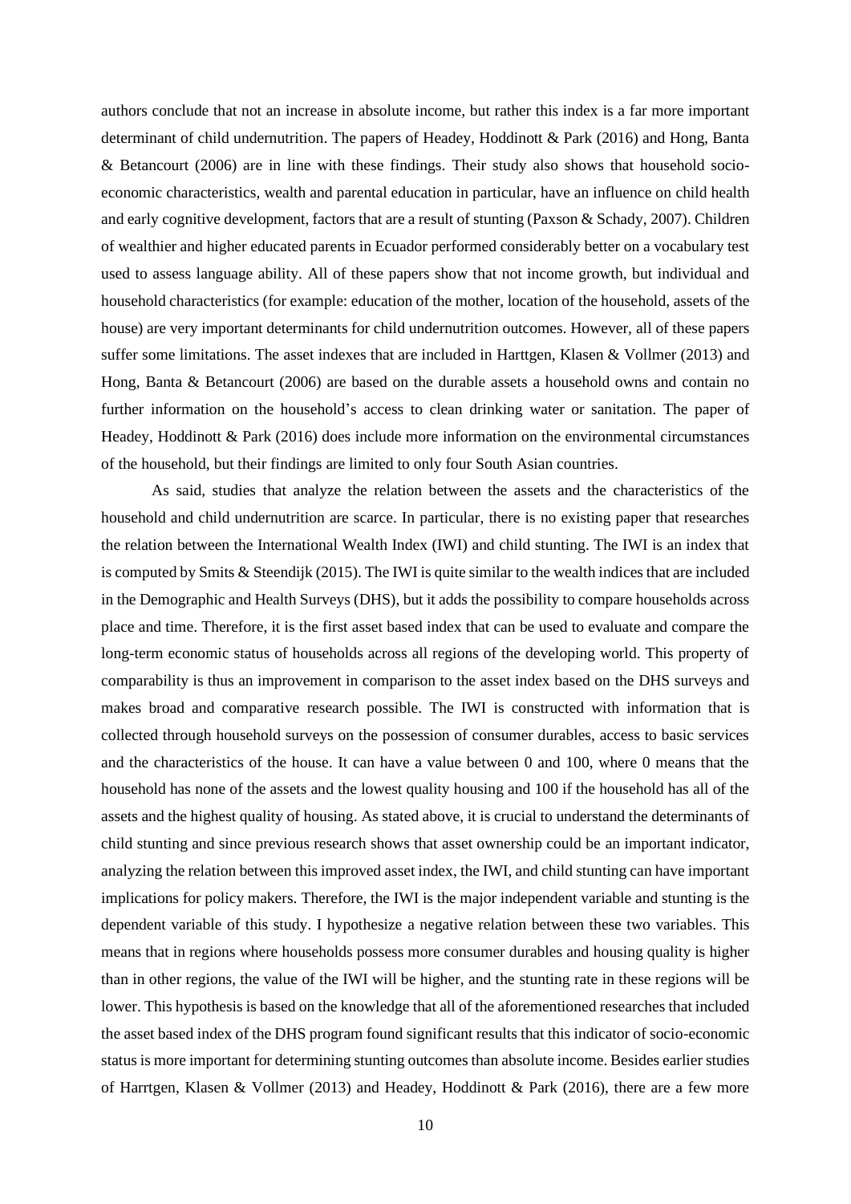authors conclude that not an increase in absolute income, but rather this index is a far more important determinant of child undernutrition. The papers of Headey, Hoddinott & Park (2016) and Hong, Banta & Betancourt (2006) are in line with these findings. Their study also shows that household socio-economic characteristics, wealth and parental education in particular, have an influence on child health and early cognitive development, factors that are a result of stunting (Paxson & Schady, 2007). Children of wealthier and higher educated parents in Ecuador performed considerably better on a vocabulary test used to assess language ability. All of these papers show that not income growth, but individual and household characteristics (for example: education of the mother, location of the household, assets of the house) are very important determinants for child undernutrition outcomes. However, all of these papers suffer some limitations. The asset indexes that are included in Harttgen, Klasen & Vollmer (2013) and Hong, Banta & Betancourt (2006) are based on the durable assets a household owns and contain no further information on the household's access to clean drinking water or sanitation. The paper of Headey, Hoddinott & Park (2016) does include more information on the environmental circumstances of the household, but their findings are limited to only four South Asian countries.

As said, studies that analyze the relation between the assets and the characteristics of the household and child undernutrition are scarce. In particular, there is no existing paper that researches the relation between the International Wealth Index (IWI) and child stunting. The IWI is an index that is computed by Smits & Steendijk (2015). The IWI is quite similar to the wealth indices that are included in the Demographic and Health Surveys (DHS), but it adds the possibility to compare households across place and time. Therefore, it is the first asset based index that can be used to evaluate and compare the long-term economic status of households across all regions of the developing world. This property of comparability is thus an improvement in comparison to the asset index based on the DHS surveys and makes broad and comparative research possible. The IWI is constructed with information that is collected through household surveys on the possession of consumer durables, access to basic services and the characteristics of the house. It can have a value between 0 and 100, where 0 means that the household has none of the assets and the lowest quality housing and 100 if the household has all of the assets and the highest quality of housing. As stated above, it is crucial to understand the determinants of child stunting and since previous research shows that asset ownership could be an important indicator, analyzing the relation between this improved asset index, the IWI, and child stunting can have important implications for policy makers. Therefore, the IWI is the major independent variable and stunting is the dependent variable of this study. I hypothesize a negative relation between these two variables. This means that in regions where households possess more consumer durables and housing quality is higher than in other regions, the value of the IWI will be higher, and the stunting rate in these regions will be lower. This hypothesis is based on the knowledge that all of the aforementioned researches that included the asset based index of the DHS program found significant results that this indicator of socio-economic status is more important for determining stunting outcomes than absolute income. Besides earlier studies of Harrtgen, Klasen & Vollmer (2013) and Headey, Hoddinott & Park (2016), there are a few more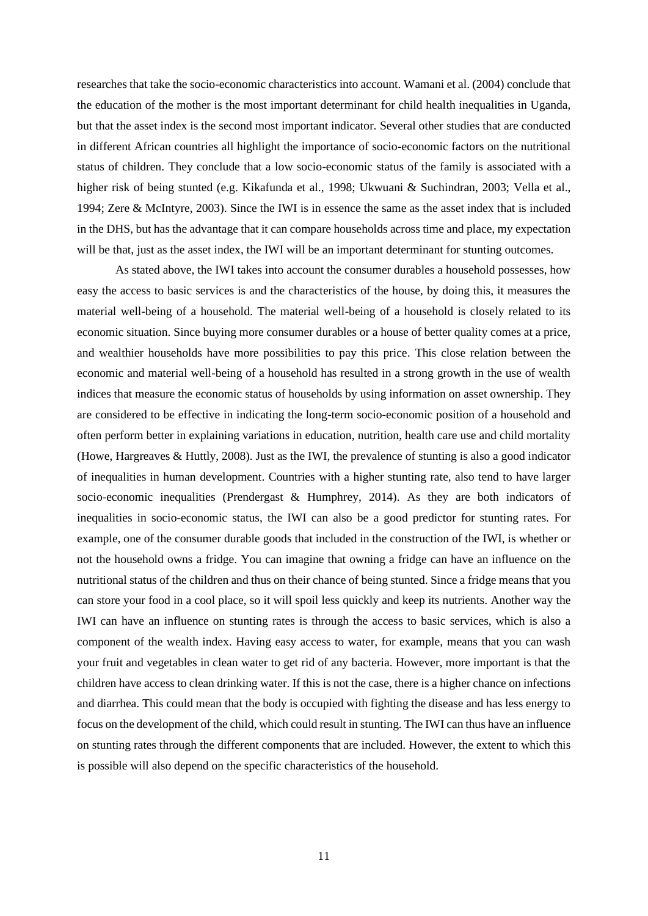researches that take the socio-economic characteristics into account. Wamani et al. (2004) conclude that the education of the mother is the most important determinant for child health inequalities in Uganda, but that the asset index is the second most important indicator. Several other studies that are conducted in different African countries all highlight the importance of socio-economic factors on the nutritional status of children. They conclude that a low socio-economic status of the family is associated with a higher risk of being stunted (e.g. Kikafunda et al., 1998; Ukwuani & Suchindran, 2003; Vella et al., 1994; Zere & McIntyre, 2003). Since the IWI is in essence the same as the asset index that is included in the DHS, but has the advantage that it can compare households across time and place, my expectation will be that, just as the asset index, the IWI will be an important determinant for stunting outcomes.

As stated above, the IWI takes into account the consumer durables a household possesses, how easy the access to basic services is and the characteristics of the house, by doing this, it measures the material well-being of a household. The material well-being of a household is closely related to its economic situation. Since buying more consumer durables or a house of better quality comes at a price, and wealthier households have more possibilities to pay this price. This close relation between the economic and material well-being of a household has resulted in a strong growth in the use of wealth indices that measure the economic status of households by using information on asset ownership. They are considered to be effective in indicating the long-term socio-economic position of a household and often perform better in explaining variations in education, nutrition, health care use and child mortality (Howe, Hargreaves & Huttly, 2008). Just as the IWI, the prevalence of stunting is also a good indicator of inequalities in human development. Countries with a higher stunting rate, also tend to have larger socio-economic inequalities (Prendergast & Humphrey, 2014). As they are both indicators of inequalities in socio-economic status, the IWI can also be a good predictor for stunting rates. For example, one of the consumer durable goods that included in the construction of the IWI, is whether or not the household owns a fridge. You can imagine that owning a fridge can have an influence on the nutritional status of the children and thus on their chance of being stunted. Since a fridge means that you can store your food in a cool place, so it will spoil less quickly and keep its nutrients. Another way the IWI can have an influence on stunting rates is through the access to basic services, which is also a component of the wealth index. Having easy access to water, for example, means that you can wash your fruit and vegetables in clean water to get rid of any bacteria. However, more important is that the children have access to clean drinking water. If this is not the case, there is a higher chance on infections and diarrhea. This could mean that the body is occupied with fighting the disease and has less energy to focus on the development of the child, which could result in stunting. The IWI can thus have an influence on stunting rates through the different components that are included. However, the extent to which this is possible will also depend on the specific characteristics of the household.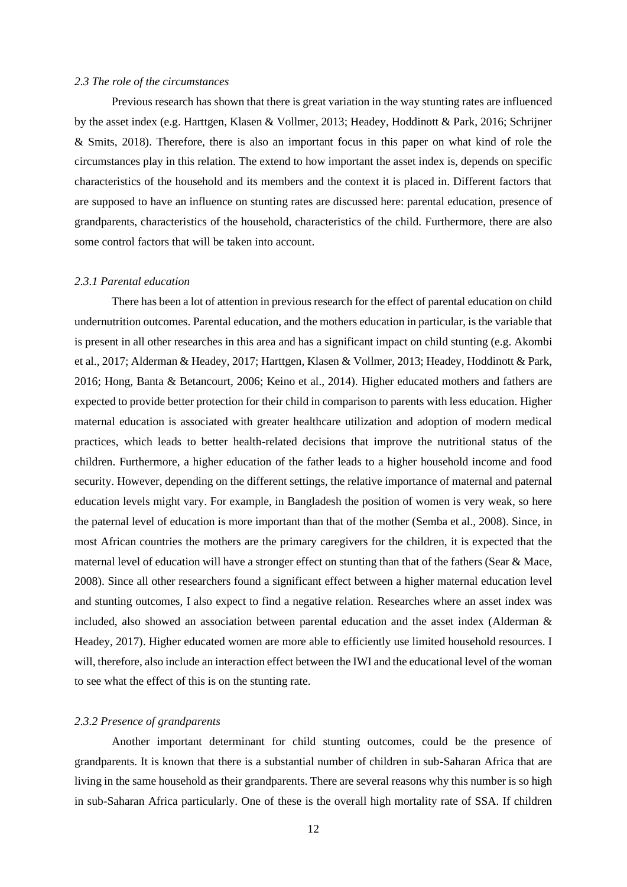### *2.3 The role of the circumstances*

Previous research has shown that there is great variation in the way stunting rates are influenced by the asset index (e.g. Harttgen, Klasen & Vollmer, 2013; Headey, Hoddinott & Park, 2016; Schrijner & Smits, 2018). Therefore, there is also an important focus in this paper on what kind of role the circumstances play in this relation. The extend to how important the asset index is, depends on specific characteristics of the household and its members and the context it is placed in. Different factors that are supposed to have an influence on stunting rates are discussed here: parental education, presence of grandparents, characteristics of the household, characteristics of the child. Furthermore, there are also some control factors that will be taken into account.

#### *2.3.1 Parental education*

There has been a lot of attention in previous research for the effect of parental education on child undernutrition outcomes. Parental education, and the mothers education in particular, is the variable that is present in all other researches in this area and has a significant impact on child stunting (e.g. Akombi et al., 2017; Alderman & Headey, 2017; Harttgen, Klasen & Vollmer, 2013; Headey, Hoddinott & Park, 2016; Hong, Banta & Betancourt, 2006; Keino et al., 2014). Higher educated mothers and fathers are expected to provide better protection for their child in comparison to parents with less education. Higher maternal education is associated with greater healthcare utilization and adoption of modern medical practices, which leads to better health-related decisions that improve the nutritional status of the children. Furthermore, a higher education of the father leads to a higher household income and food security. However, depending on the different settings, the relative importance of maternal and paternal education levels might vary. For example, in Bangladesh the position of women is very weak, so here the paternal level of education is more important than that of the mother (Semba et al., 2008). Since, in most African countries the mothers are the primary caregivers for the children, it is expected that the maternal level of education will have a stronger effect on stunting than that of the fathers (Sear & Mace, 2008). Since all other researchers found a significant effect between a higher maternal education level and stunting outcomes, I also expect to find a negative relation. Researches where an asset index was included, also showed an association between parental education and the asset index (Alderman & Headey, 2017). Higher educated women are more able to efficiently use limited household resources. I will, therefore, also include an interaction effect between the IWI and the educational level of the woman to see what the effect of this is on the stunting rate.

#### *2.3.2 Presence of grandparents*

Another important determinant for child stunting outcomes, could be the presence of grandparents. It is known that there is a substantial number of children in sub-Saharan Africa that are living in the same household as their grandparents. There are several reasons why this number is so high in sub-Saharan Africa particularly. One of these is the overall high mortality rate of SSA. If children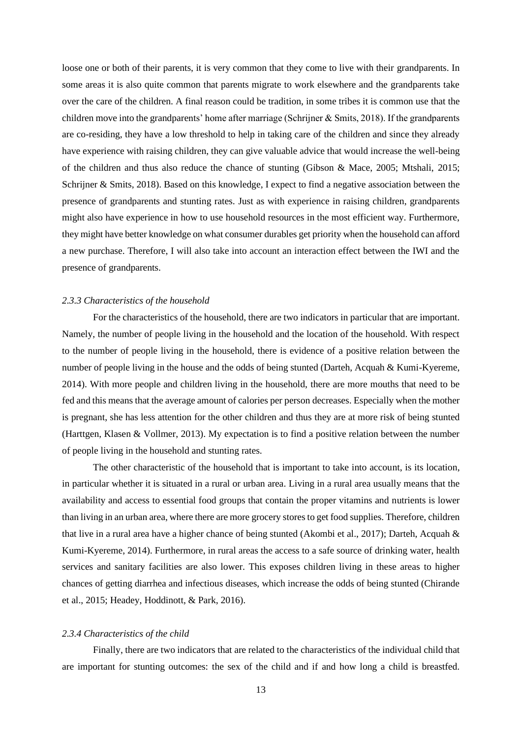loose one or both of their parents, it is very common that they come to live with their grandparents. In some areas it is also quite common that parents migrate to work elsewhere and the grandparents take over the care of the children. A final reason could be tradition, in some tribes it is common use that the children move into the grandparents' home after marriage (Schrijner & Smits, 2018). If the grandparents are co-residing, they have a low threshold to help in taking care of the children and since they already have experience with raising children, they can give valuable advice that would increase the well-being of the children and thus also reduce the chance of stunting (Gibson & Mace, 2005; Mtshali, 2015; Schrijner & Smits, 2018). Based on this knowledge, I expect to find a negative association between the presence of grandparents and stunting rates. Just as with experience in raising children, grandparents might also have experience in how to use household resources in the most efficient way. Furthermore, they might have better knowledge on what consumer durables get priority when the household can afford a new purchase. Therefore, I will also take into account an interaction effect between the IWI and the presence of grandparents.

#### *2.3.3 Characteristics of the household*

For the characteristics of the household, there are two indicators in particular that are important. Namely, the number of people living in the household and the location of the household. With respect to the number of people living in the household, there is evidence of a positive relation between the number of people living in the house and the odds of being stunted (Darteh, Acquah & Kumi-Kyereme, 2014). With more people and children living in the household, there are more mouths that need to be fed and this means that the average amount of calories per person decreases. Especially when the mother is pregnant, she has less attention for the other children and thus they are at more risk of being stunted (Harttgen, Klasen & Vollmer, 2013). My expectation is to find a positive relation between the number of people living in the household and stunting rates.

The other characteristic of the household that is important to take into account, is its location, in particular whether it is situated in a rural or urban area. Living in a rural area usually means that the availability and access to essential food groups that contain the proper vitamins and nutrients is lower than living in an urban area, where there are more grocery stores to get food supplies. Therefore, children that live in a rural area have a higher chance of being stunted (Akombi et al., 2017); Darteh, Acquah & Kumi-Kyereme, 2014). Furthermore, in rural areas the access to a safe source of drinking water, health services and sanitary facilities are also lower. This exposes children living in these areas to higher chances of getting diarrhea and infectious diseases, which increase the odds of being stunted (Chirande et al., 2015; Headey, Hoddinott, & Park, 2016).

#### *2.3.4 Characteristics of the child*

Finally, there are two indicators that are related to the characteristics of the individual child that are important for stunting outcomes: the sex of the child and if and how long a child is breastfed.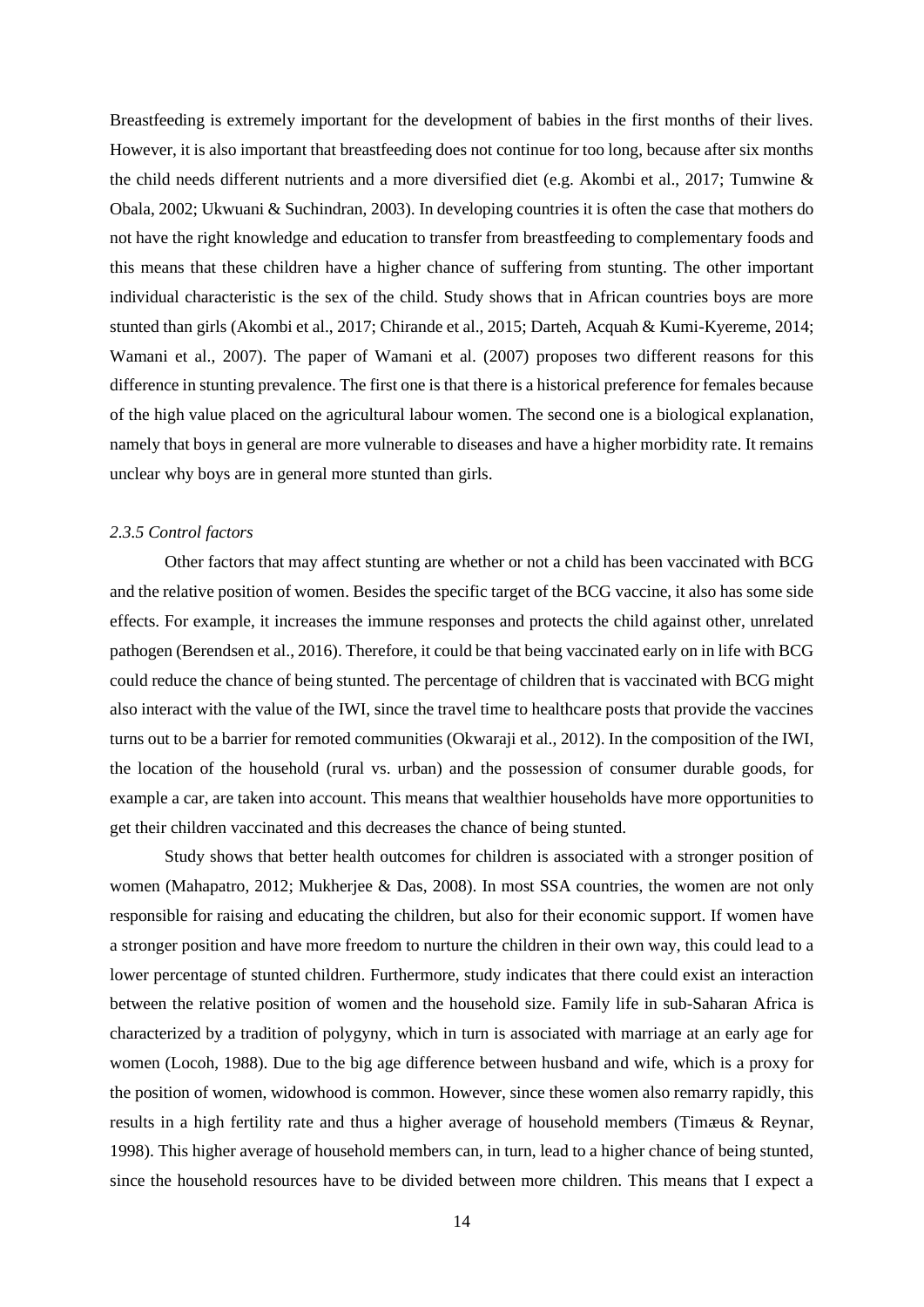Breastfeeding is extremely important for the development of babies in the first months of their lives. However, it is also important that breastfeeding does not continue for too long, because after six months the child needs different nutrients and a more diversified diet (e.g. Akombi et al., 2017; Tumwine & Obala, 2002; Ukwuani & Suchindran, 2003). In developing countries it is often the case that mothers do not have the right knowledge and education to transfer from breastfeeding to complementary foods and this means that these children have a higher chance of suffering from stunting. The other important individual characteristic is the sex of the child. Study shows that in African countries boys are more stunted than girls (Akombi et al., 2017; Chirande et al., 2015; Darteh, Acquah & Kumi-Kyereme, 2014; Wamani et al., 2007). The paper of Wamani et al. (2007) proposes two different reasons for this difference in stunting prevalence. The first one is that there is a historical preference for females because of the high value placed on the agricultural labour women. The second one is a biological explanation, namely that boys in general are more vulnerable to diseases and have a higher morbidity rate. It remains unclear why boys are in general more stunted than girls.

### *2.3.5 Control factors*

Other factors that may affect stunting are whether or not a child has been vaccinated with BCG and the relative position of women. Besides the specific target of the BCG vaccine, it also has some side effects. For example, it increases the immune responses and protects the child against other, unrelated pathogen (Berendsen et al., 2016). Therefore, it could be that being vaccinated early on in life with BCG could reduce the chance of being stunted. The percentage of children that is vaccinated with BCG might also interact with the value of the IWI, since the travel time to healthcare posts that provide the vaccines turns out to be a barrier for remoted communities (Okwaraji et al., 2012). In the composition of the IWI, the location of the household (rural vs. urban) and the possession of consumer durable goods, for example a car, are taken into account. This means that wealthier households have more opportunities to get their children vaccinated and this decreases the chance of being stunted.

Study shows that better health outcomes for children is associated with a stronger position of women (Mahapatro, 2012; Mukherjee & Das, 2008). In most SSA countries, the women are not only responsible for raising and educating the children, but also for their economic support. If women have a stronger position and have more freedom to nurture the children in their own way, this could lead to a lower percentage of stunted children. Furthermore, study indicates that there could exist an interaction between the relative position of women and the household size. Family life in sub-Saharan Africa is characterized by a tradition of polygyny, which in turn is associated with marriage at an early age for women (Locoh, 1988). Due to the big age difference between husband and wife, which is a proxy for the position of women, widowhood is common. However, since these women also remarry rapidly, this results in a high fertility rate and thus a higher average of household members (Timæus & Reynar, 1998). This higher average of household members can, in turn, lead to a higher chance of being stunted, since the household resources have to be divided between more children. This means that I expect a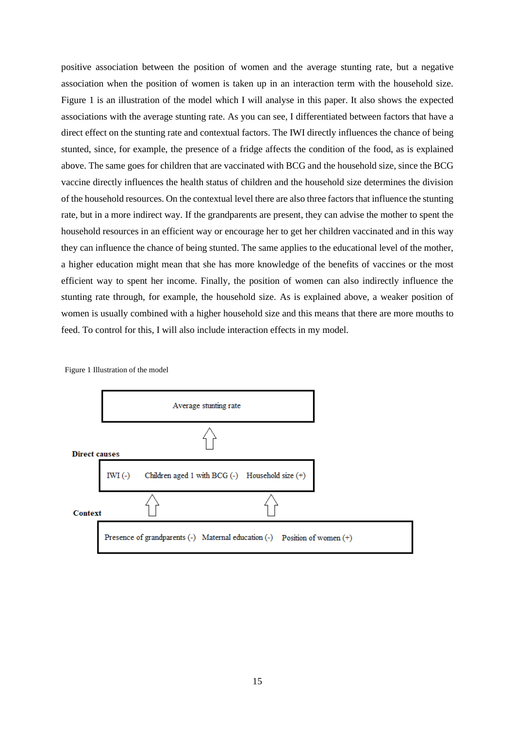positive association between the position of women and the average stunting rate, but a negative association when the position of women is taken up in an interaction term with the household size. Figure 1 is an illustration of the model which I will analyse in this paper. It also shows the expected associations with the average stunting rate. As you can see, I differentiated between factors that have a direct effect on the stunting rate and contextual factors. The IWI directly influences the chance of being stunted, since, for example, the presence of a fridge affects the condition of the food, as is explained above. The same goes for children that are vaccinated with BCG and the household size, since the BCG vaccine directly influences the health status of children and the household size determines the division of the household resources. On the contextual level there are also three factors that influence the stunting rate, but in a more indirect way. If the grandparents are present, they can advise the mother to spent the household resources in an efficient way or encourage her to get her children vaccinated and in this way they can influence the chance of being stunted. The same applies to the educational level of the mother, a higher education might mean that she has more knowledge of the benefits of vaccines or the most efficient way to spent her income. Finally, the position of women can also indirectly influence the stunting rate through, for example, the household size. As is explained above, a weaker position of women is usually combined with a higher household size and this means that there are more mouths to feed. To control for this, I will also include interaction effects in my model.

Figure 1 Illustration of the model

Average stunting rate

⇧

**Direct causes**

IWI (-) Children aged 1 with BCG (-) Household size (+)

⇧ ⇧

**Context**

Presence of grandparents (-) Maternal education (-) Position of women (+)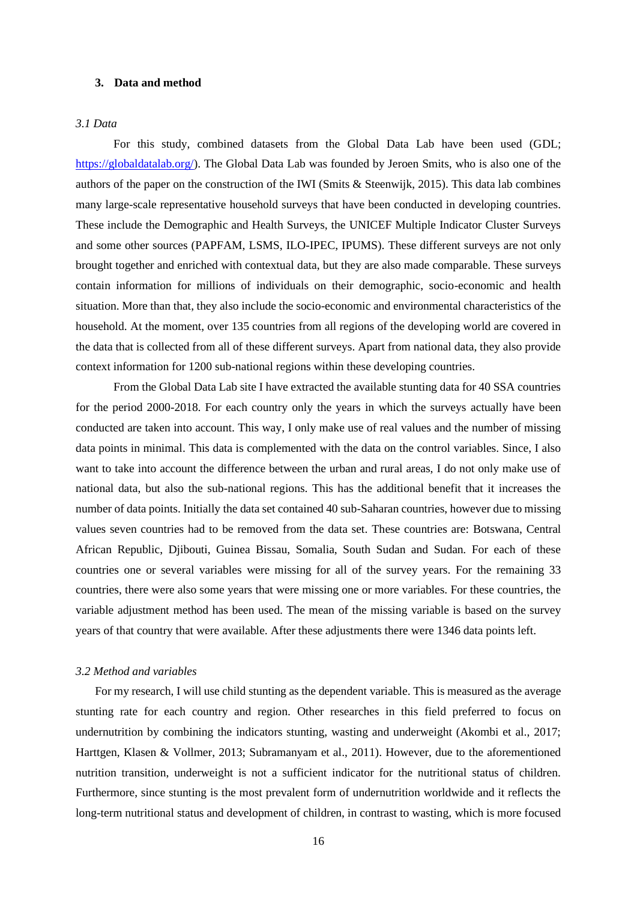## 3. Data and method

### *3.1 Data*

For this study, combined datasets from the Global Data Lab have been used (GDL; https://globaldatalab.org/). The Global Data Lab was founded by Jeroen Smits, who is also one of the authors of the paper on the construction of the IWI (Smits & Steenwijk, 2015). This data lab combines many large-scale representative household surveys that have been conducted in developing countries. These include the Demographic and Health Surveys, the UNICEF Multiple Indicator Cluster Surveys and some other sources (PAPFAM, LSMS, ILO-IPEC, IPUMS). These different surveys are not only brought together and enriched with contextual data, but they are also made comparable. These surveys contain information for millions of individuals on their demographic, socio-economic and health situation. More than that, they also include the socio-economic and environmental characteristics of the household. At the moment, over 135 countries from all regions of the developing world are covered in the data that is collected from all of these different surveys. Apart from national data, they also provide context information for 1200 sub-national regions within these developing countries.

From the Global Data Lab site I have extracted the available stunting data for 40 SSA countries for the period 2000-2018. For each country only the years in which the surveys actually have been conducted are taken into account. This way, I only make use of real values and the number of missing data points in minimal. This data is complemented with the data on the control variables. Since, I also want to take into account the difference between the urban and rural areas, I do not only make use of national data, but also the sub-national regions. This has the additional benefit that it increases the number of data points. Initially the data set contained 40 sub-Saharan countries, however due to missing values seven countries had to be removed from the data set. These countries are: Botswana, Central African Republic, Djibouti, Guinea Bissau, Somalia, South Sudan and Sudan. For each of these countries one or several variables were missing for all of the survey years. For the remaining 33 countries, there were also some years that were missing one or more variables. For these countries, the variable adjustment method has been used. The mean of the missing variable is based on the survey years of that country that were available. After these adjustments there were 1346 data points left.

### *3.2 Method and variables*

For my research, I will use child stunting as the dependent variable. This is measured as the average stunting rate for each country and region. Other researches in this field preferred to focus on undernutrition by combining the indicators stunting, wasting and underweight (Akombi et al., 2017; Harttgen, Klasen & Vollmer, 2013; Subramanyam et al., 2011). However, due to the aforementioned nutrition transition, underweight is not a sufficient indicator for the nutritional status of children. Furthermore, since stunting is the most prevalent form of undernutrition worldwide and it reflects the long-term nutritional status and development of children, in contrast to wasting, which is more focused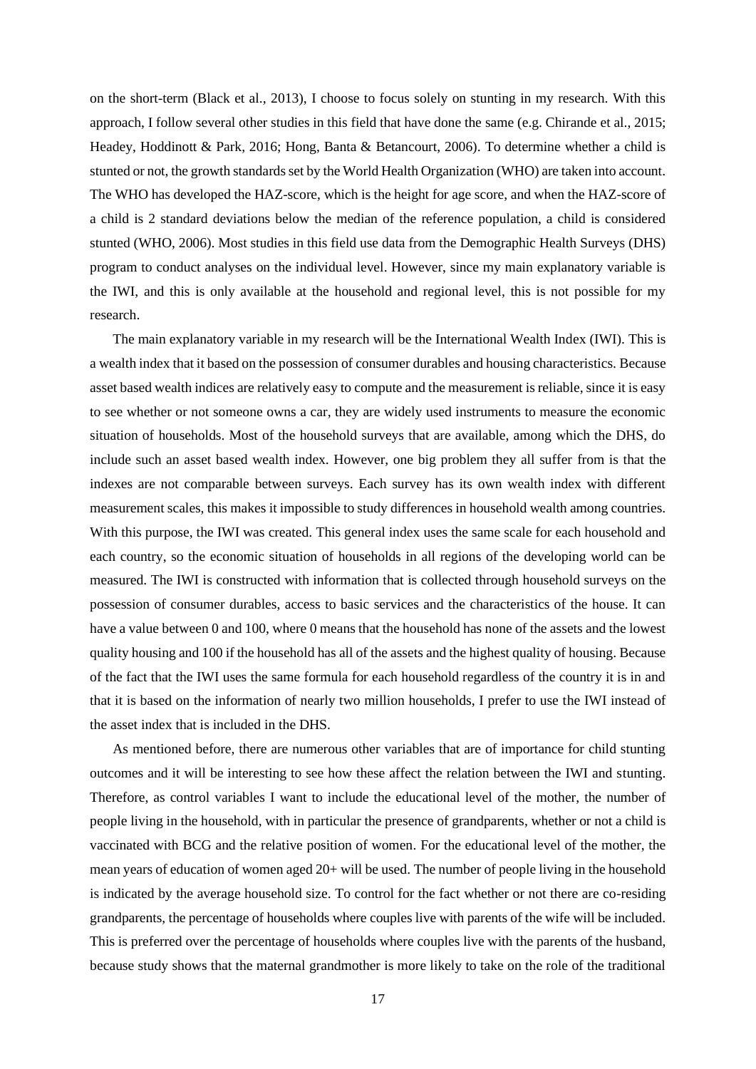on the short-term (Black et al., 2013), I choose to focus solely on stunting in my research. With this approach, I follow several other studies in this field that have done the same (e.g. Chirande et al., 2015; Headey, Hoddinott & Park, 2016; Hong, Banta & Betancourt, 2006). To determine whether a child is stunted or not, the growth standards set by the World Health Organization (WHO) are taken into account. The WHO has developed the HAZ-score, which is the height for age score, and when the HAZ-score of a child is 2 standard deviations below the median of the reference population, a child is considered stunted (WHO, 2006). Most studies in this field use data from the Demographic Health Surveys (DHS) program to conduct analyses on the individual level. However, since my main explanatory variable is the IWI, and this is only available at the household and regional level, this is not possible for my research.

The main explanatory variable in my research will be the International Wealth Index (IWI). This is a wealth index that it based on the possession of consumer durables and housing characteristics. Because asset based wealth indices are relatively easy to compute and the measurement is reliable, since it is easy to see whether or not someone owns a car, they are widely used instruments to measure the economic situation of households. Most of the household surveys that are available, among which the DHS, do include such an asset based wealth index. However, one big problem they all suffer from is that the indexes are not comparable between surveys. Each survey has its own wealth index with different measurement scales, this makes it impossible to study differences in household wealth among countries. With this purpose, the IWI was created. This general index uses the same scale for each household and each country, so the economic situation of households in all regions of the developing world can be measured. The IWI is constructed with information that is collected through household surveys on the possession of consumer durables, access to basic services and the characteristics of the house. It can have a value between 0 and 100, where 0 means that the household has none of the assets and the lowest quality housing and 100 if the household has all of the assets and the highest quality of housing. Because of the fact that the IWI uses the same formula for each household regardless of the country it is in and that it is based on the information of nearly two million households, I prefer to use the IWI instead of the asset index that is included in the DHS.

As mentioned before, there are numerous other variables that are of importance for child stunting outcomes and it will be interesting to see how these affect the relation between the IWI and stunting. Therefore, as control variables I want to include the educational level of the mother, the number of people living in the household, with in particular the presence of grandparents, whether or not a child is vaccinated with BCG and the relative position of women. For the educational level of the mother, the mean years of education of women aged 20+ will be used. The number of people living in the household is indicated by the average household size. To control for the fact whether or not there are co-residing grandparents, the percentage of households where couples live with parents of the wife will be included. This is preferred over the percentage of households where couples live with the parents of the husband, because study shows that the maternal grandmother is more likely to take on the role of the traditional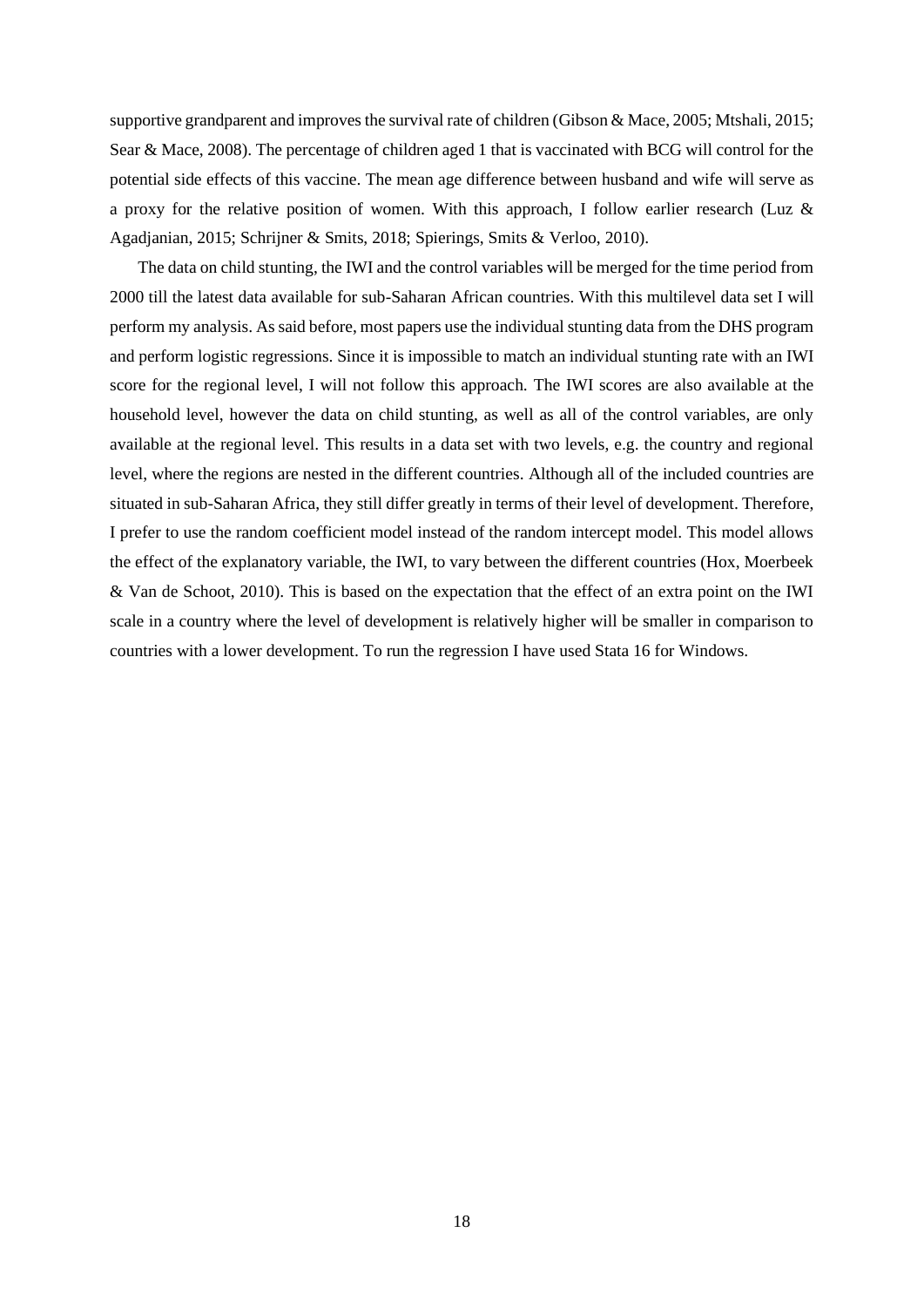supportive grandparent and improves the survival rate of children (Gibson & Mace, 2005; Mtshali, 2015; Sear & Mace, 2008). The percentage of children aged 1 that is vaccinated with BCG will control for the potential side effects of this vaccine. The mean age difference between husband and wife will serve as a proxy for the relative position of women. With this approach, I follow earlier research (Luz & Agadjanian, 2015; Schrijner & Smits, 2018; Spierings, Smits & Verloo, 2010).

The data on child stunting, the IWI and the control variables will be merged for the time period from 2000 till the latest data available for sub-Saharan African countries. With this multilevel data set I will perform my analysis. As said before, most papers use the individual stunting data from the DHS program and perform logistic regressions. Since it is impossible to match an individual stunting rate with an IWI score for the regional level, I will not follow this approach. The IWI scores are also available at the household level, however the data on child stunting, as well as all of the control variables, are only available at the regional level. This results in a data set with two levels, e.g. the country and regional level, where the regions are nested in the different countries. Although all of the included countries are situated in sub-Saharan Africa, they still differ greatly in terms of their level of development. Therefore, I prefer to use the random coefficient model instead of the random intercept model. This model allows the effect of the explanatory variable, the IWI, to vary between the different countries (Hox, Moerbeek & Van de Schoot, 2010). This is based on the expectation that the effect of an extra point on the IWI scale in a country where the level of development is relatively higher will be smaller in comparison to countries with a lower development. To run the regression I have used Stata 16 for Windows.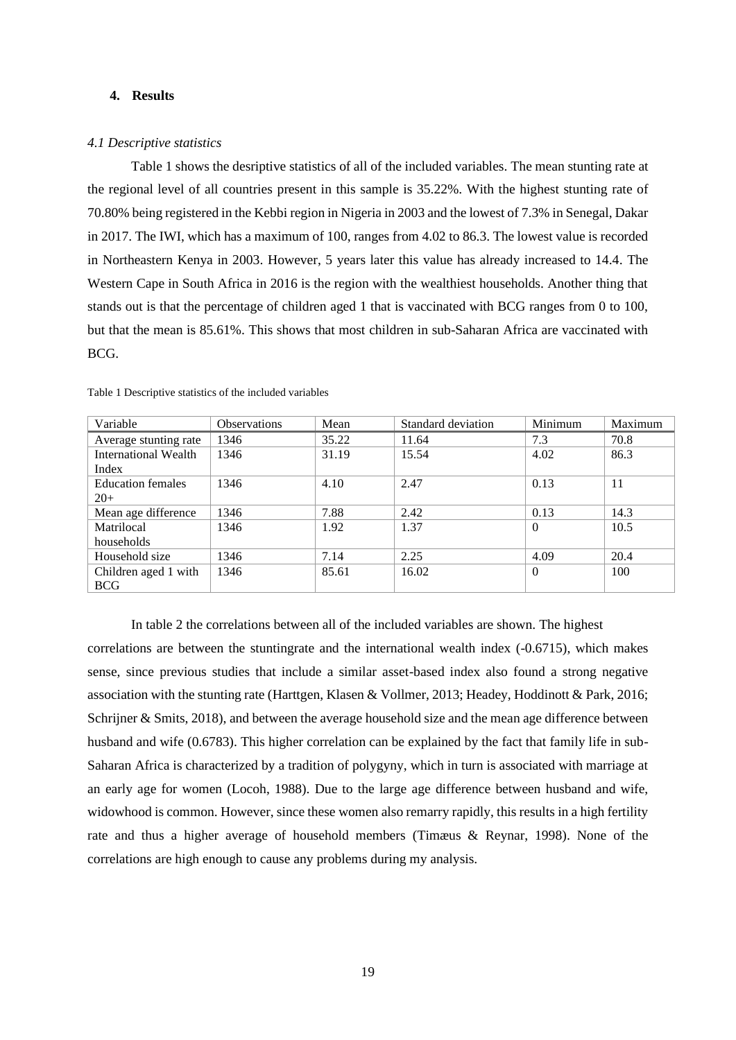## 4. Results

### *4.1 Descriptive statistics*

Table 1 shows the desriptive statistics of all of the included variables. The mean stunting rate at the regional level of all countries present in this sample is 35.22%. With the highest stunting rate of 70.80% being registered in the Kebbi region in Nigeria in 2003 and the lowest of 7.3% in Senegal, Dakar in 2017. The IWI, which has a maximum of 100, ranges from 4.02 to 86.3. The lowest value is recorded in Northeastern Kenya in 2003. However, 5 years later this value has already increased to 14.4. The Western Cape in South Africa in 2016 is the region with the wealthiest households. Another thing that stands out is that the percentage of children aged 1 that is vaccinated with BCG ranges from 0 to 100, but that the mean is 85.61%. This shows that most children in sub-Saharan Africa are vaccinated with BCG.

Table 1 Descriptive statistics of the included variables

| Variable | Observations | Mean | Standard deviation | Minimum | Maximum |
|---|---|---|---|---|---|
| Average stunting rate | 1346 | 35.22 | 11.64 | 7.3 | 70.8 |
| International Wealth Index | 1346 | 31.19 | 15.54 | 4.02 | 86.3 |
| Education females 20+ | 1346 | 4.10 | 2.47 | 0.13 | 11 |
| Mean age difference | 1346 | 7.88 | 2.42 | 0.13 | 14.3 |
| Matrilocal households | 1346 | 1.92 | 1.37 | 0 | 10.5 |
| Household size | 1346 | 7.14 | 2.25 | 4.09 | 20.4 |
| Children aged 1 with BCG | 1346 | 85.61 | 16.02 | 0 | 100 |

In table 2 the correlations between all of the included variables are shown. The highest correlations are between the stuntingrate and the international wealth index (-0.6715), which makes sense, since previous studies that include a similar asset-based index also found a strong negative association with the stunting rate (Harttgen, Klasen & Vollmer, 2013; Headey, Hoddinott & Park, 2016; Schrijner & Smits, 2018), and between the average household size and the mean age difference between husband and wife (0.6783). This higher correlation can be explained by the fact that family life in sub-Saharan Africa is characterized by a tradition of polygyny, which in turn is associated with marriage at an early age for women (Locoh, 1988). Due to the large age difference between husband and wife, widowhood is common. However, since these women also remarry rapidly, this results in a high fertility rate and thus a higher average of household members (Timæus & Reynar, 1998). None of the correlations are high enough to cause any problems during my analysis.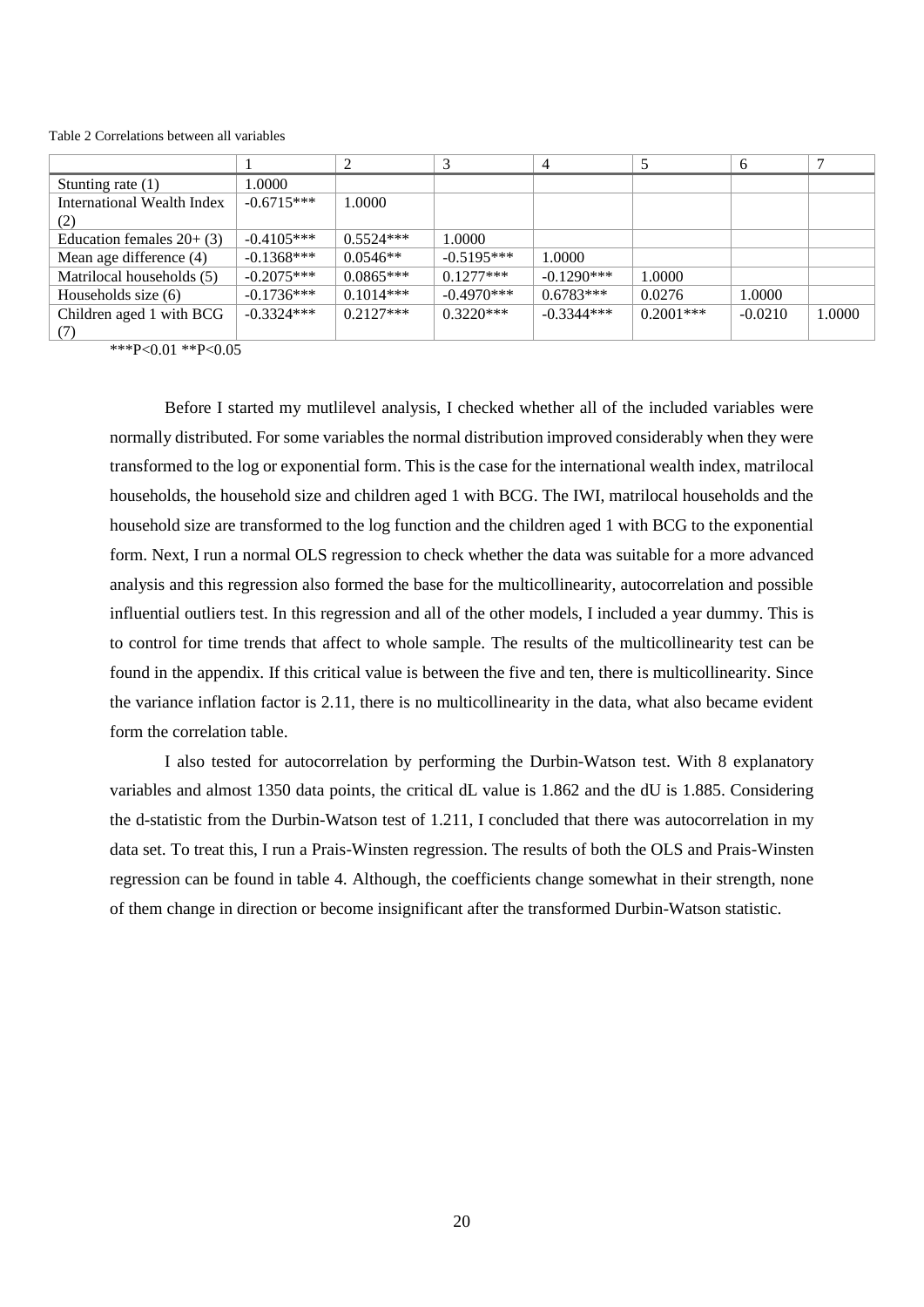Table 2 Correlations between all variables

| | 1 | 2 | 3 | 4 | 5 | 6 | 7 |
|---|---|---|---|---|---|---|---|
| Stunting rate (1) | 1.0000 | | | | | | |
| International Wealth Index (2) | -0.6715*** | 1.0000 | | | | | |
| Education females 20+ (3) | -0.4105*** | 0.5524*** | 1.0000 | | | | |
| Mean age difference (4) | -0.1368*** | 0.0546** | -0.5195*** | 1.0000 | | | |
| Matrilocal households (5) | -0.2075*** | 0.0865*** | 0.1277*** | -0.1290*** | 1.0000 | | |
| Households size (6) | -0.1736*** | 0.1014*** | -0.4970*** | 0.6783*** | 0.0276 | 1.0000 | |
| Children aged 1 with BCG (7) | -0.3324*** | 0.2127*** | 0.3220*** | -0.3344*** | 0.2001*** | -0.0210 | 1.0000 |

***P<0.01 **P<0.05

Before I started my mutlilevel analysis, I checked whether all of the included variables were normally distributed. For some variables the normal distribution improved considerably when they were transformed to the log or exponential form. This is the case for the international wealth index, matrilocal households, the household size and children aged 1 with BCG. The IWI, matrilocal households and the household size are transformed to the log function and the children aged 1 with BCG to the exponential form. Next, I run a normal OLS regression to check whether the data was suitable for a more advanced analysis and this regression also formed the base for the multicollinearity, autocorrelation and possible influential outliers test. In this regression and all of the other models, I included a year dummy. This is to control for time trends that affect to whole sample. The results of the multicollinearity test can be found in the appendix. If this critical value is between the five and ten, there is multicollinearity. Since the variance inflation factor is 2.11, there is no multicollinearity in the data, what also became evident form the correlation table.

I also tested for autocorrelation by performing the Durbin-Watson test. With 8 explanatory variables and almost 1350 data points, the critical dL value is 1.862 and the dU is 1.885. Considering the d-statistic from the Durbin-Watson test of 1.211, I concluded that there was autocorrelation in my data set. To treat this, I run a Prais-Winsten regression. The results of both the OLS and Prais-Winsten regression can be found in table 4. Although, the coefficients change somewhat in their strength, none of them change in direction or become insignificant after the transformed Durbin-Watson statistic.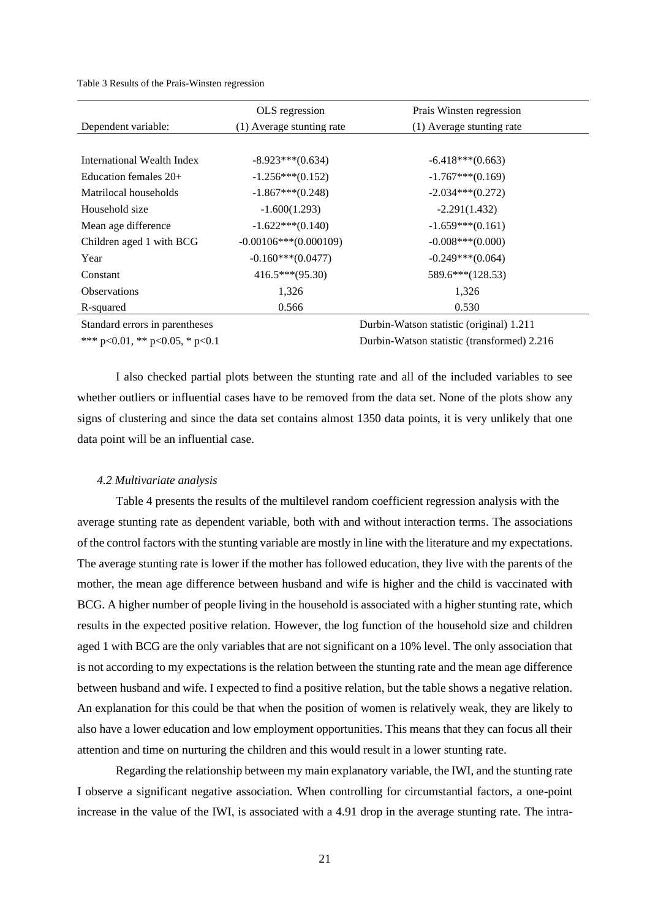Table 3 Results of the Prais-Winsten regression

| | OLS regression | Prais Winsten regression |
|---|---|---|
| Dependent variable: | (1) Average stunting rate | (1) Average stunting rate |
| | | |
| International Wealth Index | -8.923***(0.634) | -6.418***(0.663) |
| Education females 20+ | -1.256***(0.152) | -1.767***(0.169) |
| Matrilocal households | -1.867***(0.248) | -2.034***(0.272) |
| Household size | -1.600(1.293) | -2.291(1.432) |
| Mean age difference | -1.622***(0.140) | -1.659***(0.161) |
| Children aged 1 with BCG | -0.00106***(0.000109) | -0.008***(0.000) |
| Year | -0.160***(0.0477) | -0.249***(0.064) |
| Constant | 416.5***(95.30) | 589.6***(128.53) |
| Observations | 1,326 | 1,326 |
| R-squared | 0.566 | 0.530 |

Standard errors in parentheses
*** p<0.01, ** p<0.05, * p<0.1

Durbin-Watson statistic (original) 1.211
Durbin-Watson statistic (transformed) 2.216

I also checked partial plots between the stunting rate and all of the included variables to see whether outliers or influential cases have to be removed from the data set. None of the plots show any signs of clustering and since the data set contains almost 1350 data points, it is very unlikely that one data point will be an influential case.

### *4.2 Multivariate analysis*

Table 4 presents the results of the multilevel random coefficient regression analysis with the average stunting rate as dependent variable, both with and without interaction terms. The associations of the control factors with the stunting variable are mostly in line with the literature and my expectations. The average stunting rate is lower if the mother has followed education, they live with the parents of the mother, the mean age difference between husband and wife is higher and the child is vaccinated with BCG. A higher number of people living in the household is associated with a higher stunting rate, which results in the expected positive relation. However, the log function of the household size and children aged 1 with BCG are the only variables that are not significant on a 10% level. The only association that is not according to my expectations is the relation between the stunting rate and the mean age difference between husband and wife. I expected to find a positive relation, but the table shows a negative relation. An explanation for this could be that when the position of women is relatively weak, they are likely to also have a lower education and low employment opportunities. This means that they can focus all their attention and time on nurturing the children and this would result in a lower stunting rate.

Regarding the relationship between my main explanatory variable, the IWI, and the stunting rate I observe a significant negative association. When controlling for circumstantial factors, a one-point increase in the value of the IWI, is associated with a 4.91 drop in the average stunting rate. The intra-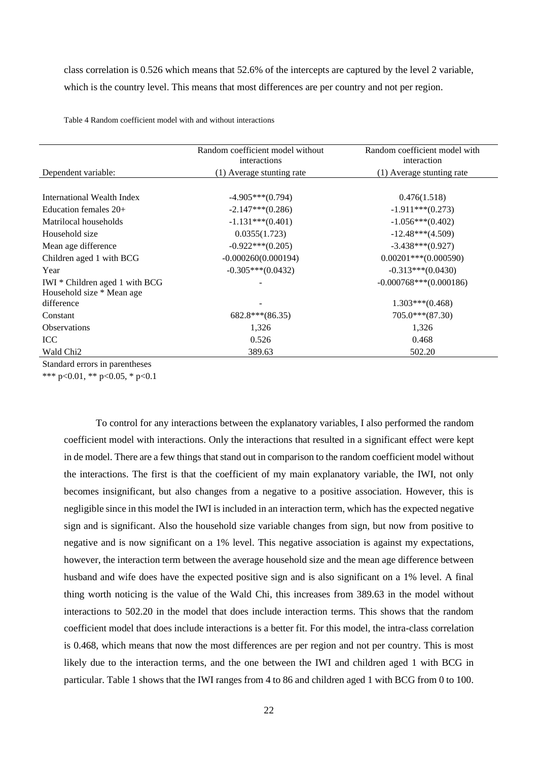class correlation is 0.526 which means that 52.6% of the intercepts are captured by the level 2 variable, which is the country level. This means that most differences are per country and not per region.

Table 4 Random coefficient model with and without interactions

| | Random coefficient model without interactions | Random coefficient model with interaction |
|---|---|---|
| Dependent variable: | (1) Average stunting rate | (1) Average stunting rate |
| International Wealth Index | -4.905***(0.794) | 0.476(1.518) |
| Education females 20+ | -2.147***(0.286) | -1.911***(0.273) |
| Matrilocal households | -1.131***(0.401) | -1.056***(0.402) |
| Household size | 0.0355(1.723) | -12.48***(4.509) |
| Mean age difference | -0.922***(0.205) | -3.438***(0.927) |
| Children aged 1 with BCG | -0.000260(0.000194) | 0.00201***(0.000590) |
| Year | -0.305***(0.0432) | -0.313***(0.0430) |
| IWI * Children aged 1 with BCG | - | -0.000768***(0.000186) |
| Household size * Mean age difference | - | 1.303***(0.468) |
| Constant | 682.8***(86.35) | 705.0***(87.30) |
| Observations | 1,326 | 1,326 |
| ICC | 0.526 | 0.468 |
| Wald Chi2 | 389.63 | 502.20 |

Standard errors in parentheses

*** p<0.01, ** p<0.05, * p<0.1

To control for any interactions between the explanatory variables, I also performed the random coefficient model with interactions. Only the interactions that resulted in a significant effect were kept in de model. There are a few things that stand out in comparison to the random coefficient model without the interactions. The first is that the coefficient of my main explanatory variable, the IWI, not only becomes insignificant, but also changes from a negative to a positive association. However, this is negligible since in this model the IWI is included in an interaction term, which has the expected negative sign and is significant. Also the household size variable changes from sign, but now from positive to negative and is now significant on a 1% level. This negative association is against my expectations, however, the interaction term between the average household size and the mean age difference between husband and wife does have the expected positive sign and is also significant on a 1% level. A final thing worth noticing is the value of the Wald Chi, this increases from 389.63 in the model without interactions to 502.20 in the model that does include interaction terms. This shows that the random coefficient model that does include interactions is a better fit. For this model, the intra-class correlation is 0.468, which means that now the most differences are per region and not per country. This is most likely due to the interaction terms, and the one between the IWI and children aged 1 with BCG in particular. Table 1 shows that the IWI ranges from 4 to 86 and children aged 1 with BCG from 0 to 100.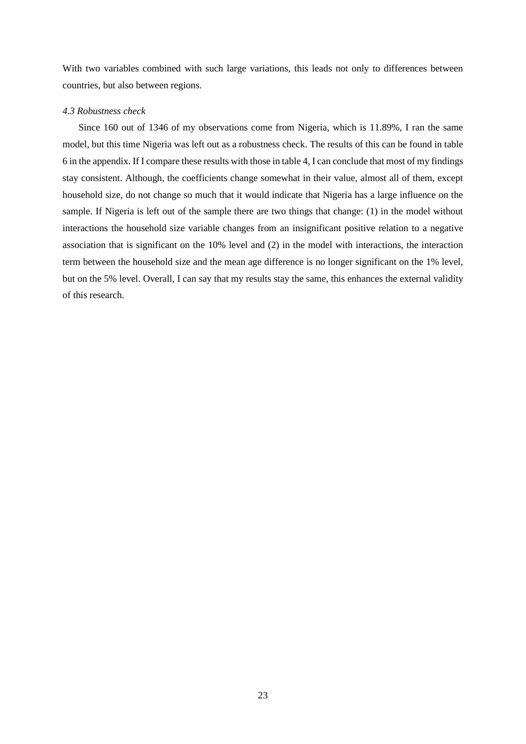With two variables combined with such large variations, this leads not only to differences between countries, but also between regions.

### *4.3 Robustness check*

Since 160 out of 1346 of my observations come from Nigeria, which is 11.89%, I ran the same model, but this time Nigeria was left out as a robustness check. The results of this can be found in table 6 in the appendix. If I compare these results with those in table 4, I can conclude that most of my findings stay consistent. Although, the coefficients change somewhat in their value, almost all of them, except household size, do not change so much that it would indicate that Nigeria has a large influence on the sample. If Nigeria is left out of the sample there are two things that change: (1) in the model without interactions the household size variable changes from an insignificant positive relation to a negative association that is significant on the 10% level and (2) in the model with interactions, the interaction term between the household size and the mean age difference is no longer significant on the 1% level, but on the 5% level. Overall, I can say that my results stay the same, this enhances the external validity of this research.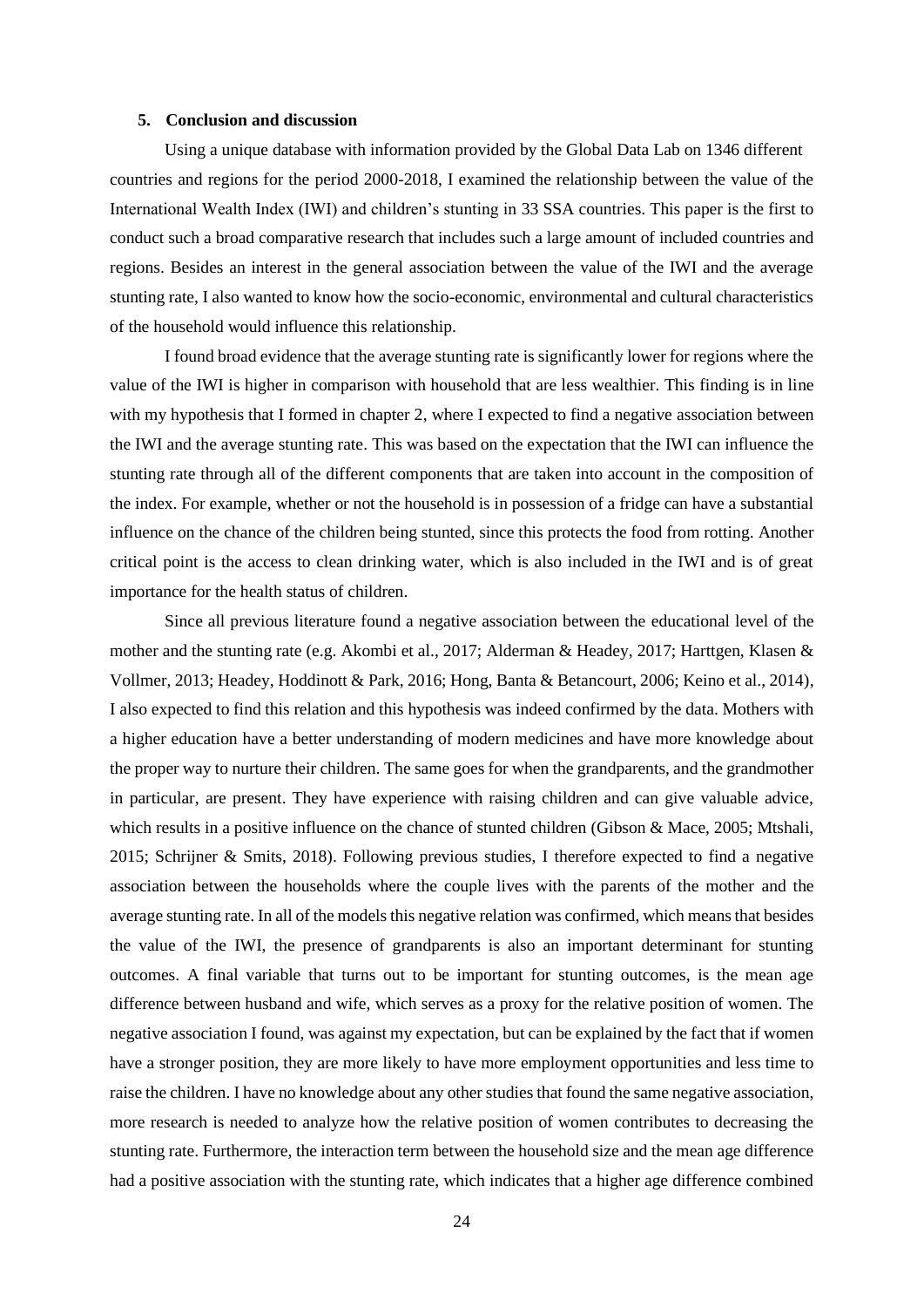### 5. Conclusion and discussion

Using a unique database with information provided by the Global Data Lab on 1346 different countries and regions for the period 2000-2018, I examined the relationship between the value of the International Wealth Index (IWI) and children's stunting in 33 SSA countries. This paper is the first to conduct such a broad comparative research that includes such a large amount of included countries and regions. Besides an interest in the general association between the value of the IWI and the average stunting rate, I also wanted to know how the socio-economic, environmental and cultural characteristics of the household would influence this relationship.

I found broad evidence that the average stunting rate is significantly lower for regions where the value of the IWI is higher in comparison with household that are less wealthier. This finding is in line with my hypothesis that I formed in chapter 2, where I expected to find a negative association between the IWI and the average stunting rate. This was based on the expectation that the IWI can influence the stunting rate through all of the different components that are taken into account in the composition of the index. For example, whether or not the household is in possession of a fridge can have a substantial influence on the chance of the children being stunted, since this protects the food from rotting. Another critical point is the access to clean drinking water, which is also included in the IWI and is of great importance for the health status of children.

Since all previous literature found a negative association between the educational level of the mother and the stunting rate (e.g. Akombi et al., 2017; Alderman & Headey, 2017; Harttgen, Klasen & Vollmer, 2013; Headey, Hoddinott & Park, 2016; Hong, Banta & Betancourt, 2006; Keino et al., 2014), I also expected to find this relation and this hypothesis was indeed confirmed by the data. Mothers with a higher education have a better understanding of modern medicines and have more knowledge about the proper way to nurture their children. The same goes for when the grandparents, and the grandmother in particular, are present. They have experience with raising children and can give valuable advice, which results in a positive influence on the chance of stunted children (Gibson & Mace, 2005; Mtshali, 2015; Schrijner & Smits, 2018). Following previous studies, I therefore expected to find a negative association between the households where the couple lives with the parents of the mother and the average stunting rate. In all of the models this negative relation was confirmed, which means that besides the value of the IWI, the presence of grandparents is also an important determinant for stunting outcomes. A final variable that turns out to be important for stunting outcomes, is the mean age difference between husband and wife, which serves as a proxy for the relative position of women. The negative association I found, was against my expectation, but can be explained by the fact that if women have a stronger position, they are more likely to have more employment opportunities and less time to raise the children. I have no knowledge about any other studies that found the same negative association, more research is needed to analyze how the relative position of women contributes to decreasing the stunting rate. Furthermore, the interaction term between the household size and the mean age difference had a positive association with the stunting rate, which indicates that a higher age difference combined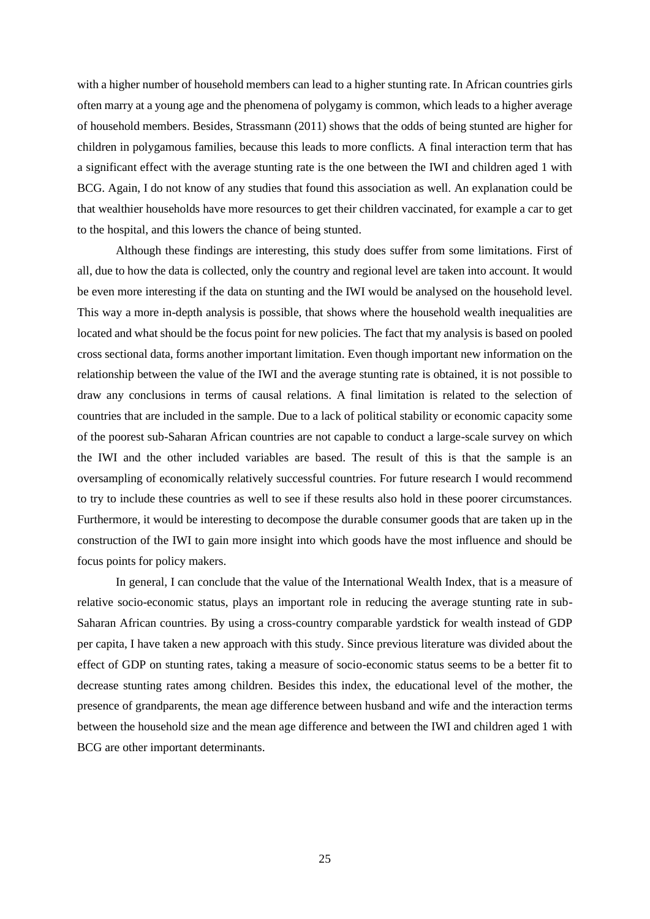with a higher number of household members can lead to a higher stunting rate. In African countries girls often marry at a young age and the phenomena of polygamy is common, which leads to a higher average of household members. Besides, Strassmann (2011) shows that the odds of being stunted are higher for children in polygamous families, because this leads to more conflicts. A final interaction term that has a significant effect with the average stunting rate is the one between the IWI and children aged 1 with BCG. Again, I do not know of any studies that found this association as well. An explanation could be that wealthier households have more resources to get their children vaccinated, for example a car to get to the hospital, and this lowers the chance of being stunted.

Although these findings are interesting, this study does suffer from some limitations. First of all, due to how the data is collected, only the country and regional level are taken into account. It would be even more interesting if the data on stunting and the IWI would be analysed on the household level. This way a more in-depth analysis is possible, that shows where the household wealth inequalities are located and what should be the focus point for new policies. The fact that my analysis is based on pooled cross sectional data, forms another important limitation. Even though important new information on the relationship between the value of the IWI and the average stunting rate is obtained, it is not possible to draw any conclusions in terms of causal relations. A final limitation is related to the selection of countries that are included in the sample. Due to a lack of political stability or economic capacity some of the poorest sub-Saharan African countries are not capable to conduct a large-scale survey on which the IWI and the other included variables are based. The result of this is that the sample is an oversampling of economically relatively successful countries. For future research I would recommend to try to include these countries as well to see if these results also hold in these poorer circumstances. Furthermore, it would be interesting to decompose the durable consumer goods that are taken up in the construction of the IWI to gain more insight into which goods have the most influence and should be focus points for policy makers.

In general, I can conclude that the value of the International Wealth Index, that is a measure of relative socio-economic status, plays an important role in reducing the average stunting rate in sub-Saharan African countries. By using a cross-country comparable yardstick for wealth instead of GDP per capita, I have taken a new approach with this study. Since previous literature was divided about the effect of GDP on stunting rates, taking a measure of socio-economic status seems to be a better fit to decrease stunting rates among children. Besides this index, the educational level of the mother, the presence of grandparents, the mean age difference between husband and wife and the interaction terms between the household size and the mean age difference and between the IWI and children aged 1 with BCG are other important determinants.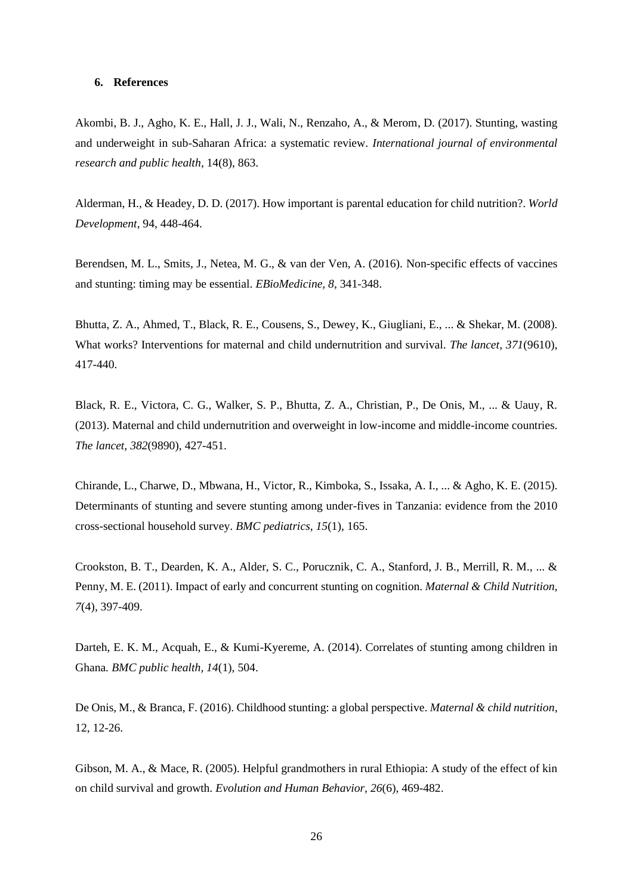## 6. References

Akombi, B. J., Agho, K. E., Hall, J. J., Wali, N., Renzaho, A., & Merom, D. (2017). Stunting, wasting and underweight in sub-Saharan Africa: a systematic review. *International journal of environmental research and public health*, 14(8), 863.

Alderman, H., & Headey, D. D. (2017). How important is parental education for child nutrition?. *World Development*, 94, 448-464.

Berendsen, M. L., Smits, J., Netea, M. G., & van der Ven, A. (2016). Non-specific effects of vaccines and stunting: timing may be essential. *EBioMedicine, 8*, 341-348.

Bhutta, Z. A., Ahmed, T., Black, R. E., Cousens, S., Dewey, K., Giugliani, E., ... & Shekar, M. (2008). What works? Interventions for maternal and child undernutrition and survival. *The lancet, 371*(9610), 417-440.

Black, R. E., Victora, C. G., Walker, S. P., Bhutta, Z. A., Christian, P., De Onis, M., ... & Uauy, R. (2013). Maternal and child undernutrition and overweight in low-income and middle-income countries. *The lancet, 382*(9890), 427-451.

Chirande, L., Charwe, D., Mbwana, H., Victor, R., Kimboka, S., Issaka, A. I., ... & Agho, K. E. (2015). Determinants of stunting and severe stunting among under-fives in Tanzania: evidence from the 2010 cross-sectional household survey. *BMC pediatrics, 15*(1), 165.

Crookston, B. T., Dearden, K. A., Alder, S. C., Porucznik, C. A., Stanford, J. B., Merrill, R. M., ... & Penny, M. E. (2011). Impact of early and concurrent stunting on cognition. *Maternal & Child Nutrition, 7*(4), 397-409.

Darteh, E. K. M., Acquah, E., & Kumi-Kyereme, A. (2014). Correlates of stunting among children in Ghana. *BMC public health, 14*(1), 504.

De Onis, M., & Branca, F. (2016). Childhood stunting: a global perspective. *Maternal & child nutrition*, 12, 12-26.

Gibson, M. A., & Mace, R. (2005). Helpful grandmothers in rural Ethiopia: A study of the effect of kin on child survival and growth. *Evolution and Human Behavior, 26*(6), 469-482.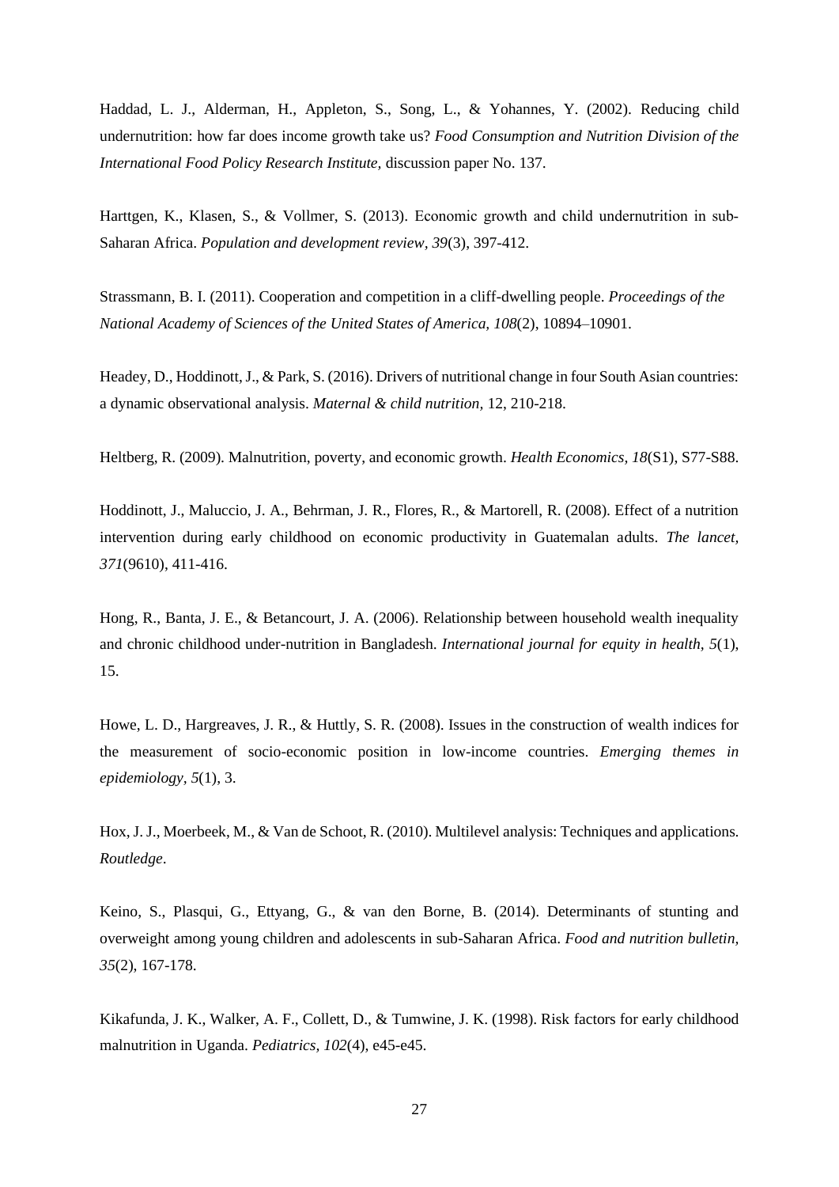Haddad, L. J., Alderman, H., Appleton, S., Song, L., & Yohannes, Y. (2002). Reducing child undernutrition: how far does income growth take us? *Food Consumption and Nutrition Division of the International Food Policy Research Institute,* discussion paper No. 137.

Harttgen, K., Klasen, S., & Vollmer, S. (2013). Economic growth and child undernutrition in sub-Saharan Africa. *Population and development review, 39*(3), 397-412.

Strassmann, B. I. (2011). Cooperation and competition in a cliff-dwelling people. *Proceedings of the National Academy of Sciences of the United States of America, 108*(2), 10894–10901.

Headey, D., Hoddinott, J., & Park, S. (2016). Drivers of nutritional change in four South Asian countries: a dynamic observational analysis. *Maternal & child nutrition,* 12, 210-218.

Heltberg, R. (2009). Malnutrition, poverty, and economic growth. *Health Economics, 18*(S1), S77-S88.

Hoddinott, J., Maluccio, J. A., Behrman, J. R., Flores, R., & Martorell, R. (2008). Effect of a nutrition intervention during early childhood on economic productivity in Guatemalan adults. *The lancet, 371*(9610), 411-416.

Hong, R., Banta, J. E., & Betancourt, J. A. (2006). Relationship between household wealth inequality and chronic childhood under-nutrition in Bangladesh. *International journal for equity in health, 5*(1), 15.

Howe, L. D., Hargreaves, J. R., & Huttly, S. R. (2008). Issues in the construction of wealth indices for the measurement of socio-economic position in low-income countries. *Emerging themes in epidemiology, 5*(1), 3.

Hox, J. J., Moerbeek, M., & Van de Schoot, R. (2010). Multilevel analysis: Techniques and applications. *Routledge*.

Keino, S., Plasqui, G., Ettyang, G., & van den Borne, B. (2014). Determinants of stunting and overweight among young children and adolescents in sub-Saharan Africa. *Food and nutrition bulletin, 35*(2), 167-178.

Kikafunda, J. K., Walker, A. F., Collett, D., & Tumwine, J. K. (1998). Risk factors for early childhood malnutrition in Uganda. *Pediatrics, 102*(4), e45-e45.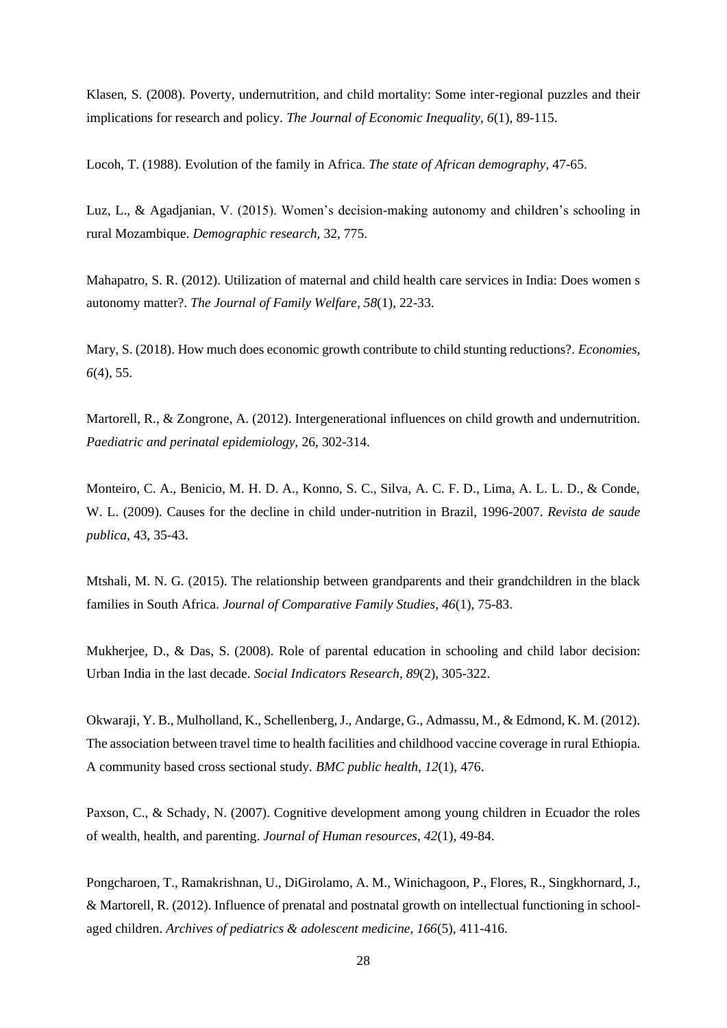Klasen, S. (2008). Poverty, undernutrition, and child mortality: Some inter-regional puzzles and their implications for research and policy. *The Journal of Economic Inequality, 6*(1), 89-115.

Locoh, T. (1988). Evolution of the family in Africa. *The state of African demography*, 47-65.

Luz, L., & Agadjanian, V. (2015). Women's decision-making autonomy and children's schooling in rural Mozambique. *Demographic research*, 32, 775.

Mahapatro, S. R. (2012). Utilization of maternal and child health care services in India: Does women s autonomy matter?. *The Journal of Family Welfare, 58*(1), 22-33.

Mary, S. (2018). How much does economic growth contribute to child stunting reductions?. *Economies, 6*(4), 55.

Martorell, R., & Zongrone, A. (2012). Intergenerational influences on child growth and undernutrition. *Paediatric and perinatal epidemiology,* 26, 302-314.

Monteiro, C. A., Benicio, M. H. D. A., Konno, S. C., Silva, A. C. F. D., Lima, A. L. L. D., & Conde, W. L. (2009). Causes for the decline in child under-nutrition in Brazil, 1996-2007. *Revista de saude publica*, 43, 35-43.

Mtshali, M. N. G. (2015). The relationship between grandparents and their grandchildren in the black families in South Africa. *Journal of Comparative Family Studies, 46*(1), 75-83.

Mukherjee, D., & Das, S. (2008). Role of parental education in schooling and child labor decision: Urban India in the last decade. *Social Indicators Research, 89*(2), 305-322.

Okwaraji, Y. B., Mulholland, K., Schellenberg, J., Andarge, G., Admassu, M., & Edmond, K. M. (2012). The association between travel time to health facilities and childhood vaccine coverage in rural Ethiopia. A community based cross sectional study. *BMC public health, 12*(1), 476.

Paxson, C., & Schady, N. (2007). Cognitive development among young children in Ecuador the roles of wealth, health, and parenting. *Journal of Human resources, 42*(1), 49-84.

Pongcharoen, T., Ramakrishnan, U., DiGirolamo, A. M., Winichagoon, P., Flores, R., Singkhornard, J., & Martorell, R. (2012). Influence of prenatal and postnatal growth on intellectual functioning in school-aged children. *Archives of pediatrics & adolescent medicine, 166*(5), 411-416.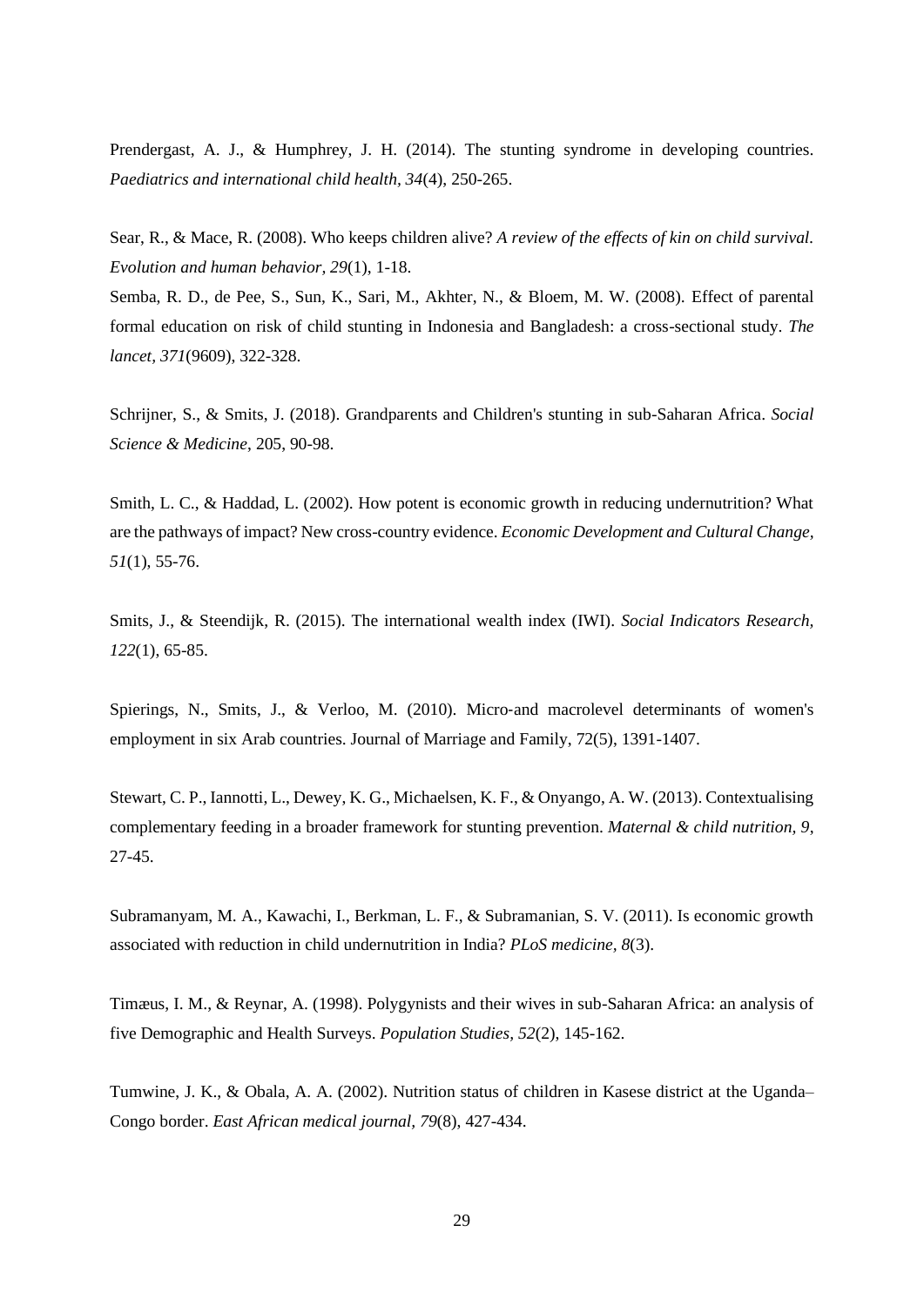Prendergast, A. J., & Humphrey, J. H. (2014). The stunting syndrome in developing countries. *Paediatrics and international child health, 34*(4), 250-265.

Sear, R., & Mace, R. (2008). Who keeps children alive? *A review of the effects of kin on child survival. Evolution and human behavior, 29*(1), 1-18.

Semba, R. D., de Pee, S., Sun, K., Sari, M., Akhter, N., & Bloem, M. W. (2008). Effect of parental formal education on risk of child stunting in Indonesia and Bangladesh: a cross-sectional study. *The lancet, 371*(9609), 322-328.

Schrijner, S., & Smits, J. (2018). Grandparents and Children's stunting in sub-Saharan Africa. *Social Science & Medicine*, 205, 90-98.

Smith, L. C., & Haddad, L. (2002). How potent is economic growth in reducing undernutrition? What are the pathways of impact? New cross-country evidence. *Economic Development and Cultural Change, 51*(1), 55-76.

Smits, J., & Steendijk, R. (2015). The international wealth index (IWI). *Social Indicators Research, 122*(1), 65-85.

Spierings, N., Smits, J., & Verloo, M. (2010). Micro-and macrolevel determinants of women's employment in six Arab countries. Journal of Marriage and Family, 72(5), 1391-1407.

Stewart, C. P., Iannotti, L., Dewey, K. G., Michaelsen, K. F., & Onyango, A. W. (2013). Contextualising complementary feeding in a broader framework for stunting prevention. *Maternal & child nutrition, 9*, 27-45.

Subramanyam, M. A., Kawachi, I., Berkman, L. F., & Subramanian, S. V. (2011). Is economic growth associated with reduction in child undernutrition in India? *PLoS medicine, 8*(3).

Timæus, I. M., & Reynar, A. (1998). Polygynists and their wives in sub-Saharan Africa: an analysis of five Demographic and Health Surveys. *Population Studies, 52*(2), 145-162.

Tumwine, J. K., & Obala, A. A. (2002). Nutrition status of children in Kasese district at the Uganda–Congo border. *East African medical journal, 79*(8), 427-434.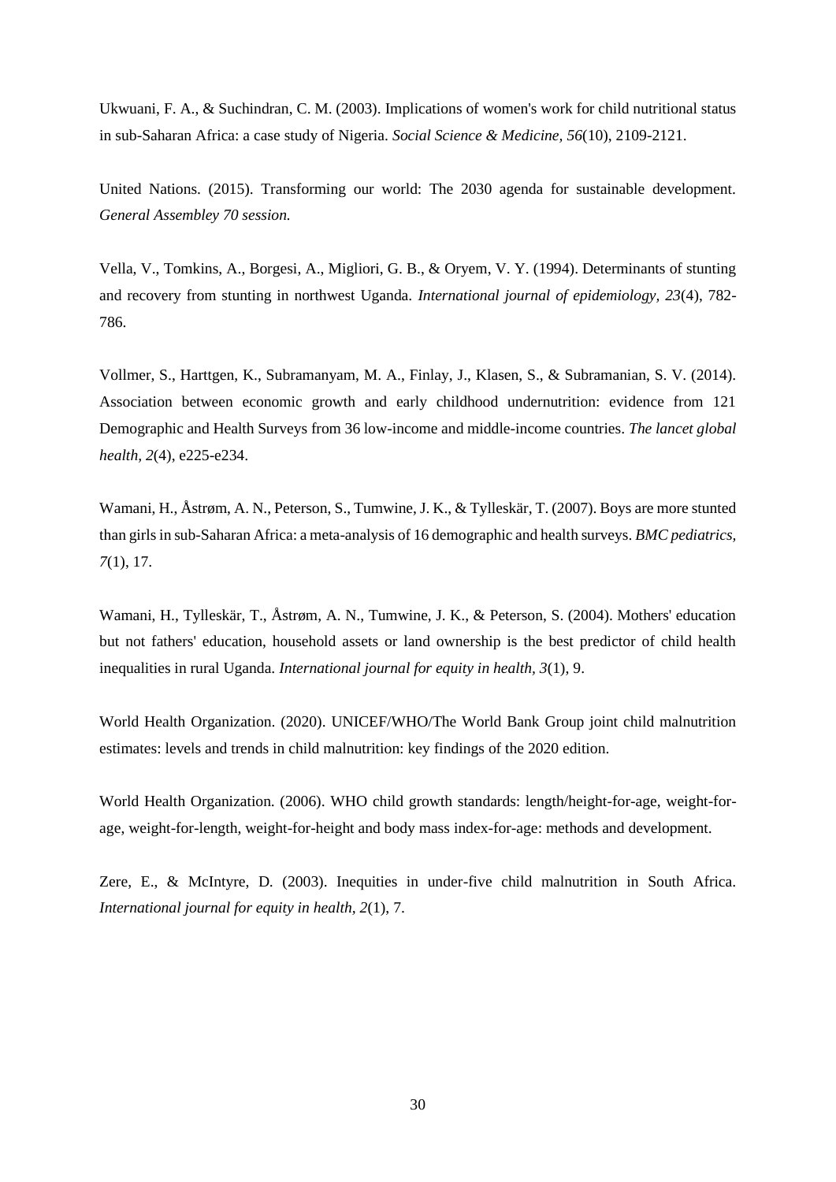Ukwuani, F. A., & Suchindran, C. M. (2003). Implications of women's work for child nutritional status in sub-Saharan Africa: a case study of Nigeria. *Social Science & Medicine, 56*(10), 2109-2121.

United Nations. (2015). Transforming our world: The 2030 agenda for sustainable development. *General Assembley 70 session.*

Vella, V., Tomkins, A., Borgesi, A., Migliori, G. B., & Oryem, V. Y. (1994). Determinants of stunting and recovery from stunting in northwest Uganda. *International journal of epidemiology, 23*(4), 782-786.

Vollmer, S., Harttgen, K., Subramanyam, M. A., Finlay, J., Klasen, S., & Subramanian, S. V. (2014). Association between economic growth and early childhood undernutrition: evidence from 121 Demographic and Health Surveys from 36 low-income and middle-income countries. *The lancet global health, 2*(4), e225-e234.

Wamani, H., Åstrøm, A. N., Peterson, S., Tumwine, J. K., & Tylleskär, T. (2007). Boys are more stunted than girls in sub-Saharan Africa: a meta-analysis of 16 demographic and health surveys. *BMC pediatrics, 7*(1), 17.

Wamani, H., Tylleskär, T., Åstrøm, A. N., Tumwine, J. K., & Peterson, S. (2004). Mothers' education but not fathers' education, household assets or land ownership is the best predictor of child health inequalities in rural Uganda. *International journal for equity in health, 3*(1), 9.

World Health Organization. (2020). UNICEF/WHO/The World Bank Group joint child malnutrition estimates: levels and trends in child malnutrition: key findings of the 2020 edition.

World Health Organization. (2006). WHO child growth standards: length/height-for-age, weight-for-age, weight-for-length, weight-for-height and body mass index-for-age: methods and development.

Zere, E., & McIntyre, D. (2003). Inequities in under-five child malnutrition in South Africa. *International journal for equity in health, 2*(1), 7.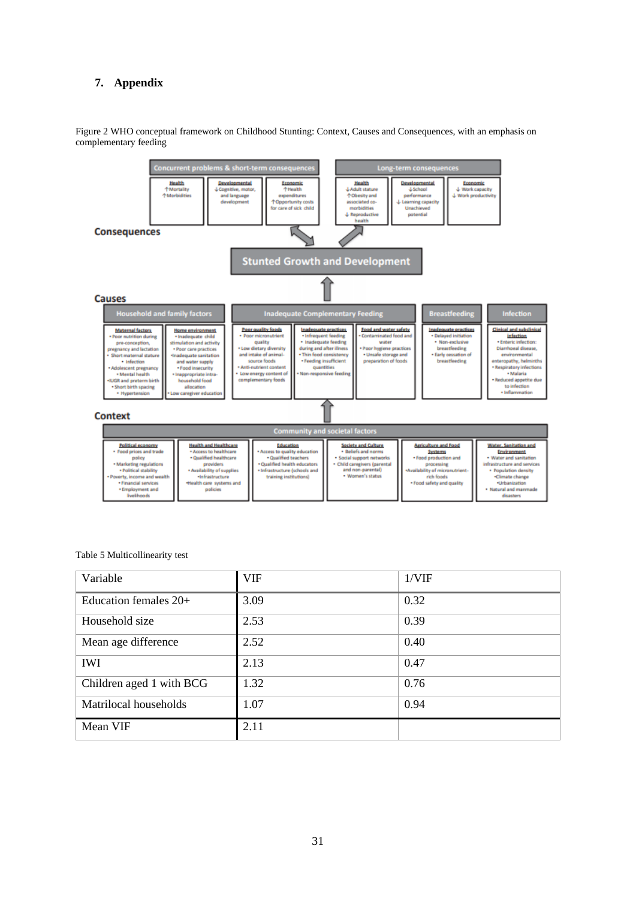## 7. Appendix

Figure 2 WHO conceptual framework on Childhood Stunting: Context, Causes and Consequences, with an emphasis on complementary feeding

Concurrent problems & short-term consequences

Health
↑Mortality
↑Morbidities

Developmental
↓Cognitive, motor, and language development

Economic
↑Health expenditures
↑Opportunity costs for care of sick child

Long-term consequences

Health
↓Adult stature
↑Obesity and associated co-morbidities
↓Reproductive health

Developmental
↓School performance
↓Learning capacity
Unachieved potential

Economic
↓Work capacity
↓Work productivity

Consequences

Stunted Growth and Development

Causes

Household and family factors

Maternal factors
• Poor nutrition during pre-conception, pregnancy and lactation
• Short maternal stature
• Infection
• Adolescent pregnancy
• Mental health
•IUGR and preterm birth
• Short birth spacing
• Hypertension

Home environment
• Inadequate child stimulation and activity
• Poor care practices
•Inadequate sanitation and water supply
• Food insecurity
• Inappropriate intra-household food allocation
• Low caregiver education

Inadequate Complementary Feeding

Poor quality foods
• Poor micronutrient quality
• Low dietary diversity and intake of animal-source foods
• Anti-nutrient content
• Low energy content of complementary foods

Inadequate practices
• Infrequent feeding
• Inadequate feeding during and after illness
• Thin food consistency
• Feeding insufficient quantities
• Non-responsive feeding

Food and water safety
• Contaminated food and water
• Poor hygiene practices
• Unsafe storage and preparation of foods

Breastfeeding

Inadequate practices
• Delayed initiation
• Non-exclusive breastfeeding
• Early cessation of breastfeeding

Infection

Clinical and subclinical infection
• Enteric infection: Diarrhoeal disease, environmental enteropathy, helminths
• Respiratory infections
• Malaria
• Reduced appetite due to infection
• Inflammation

Context

Community and societal factors

Political economy
• Food prices and trade policy
• Marketing regulations
• Political stability
• Poverty, income and wealth
• Financial services
• Employment and livelihoods

Health and Healthcare
• Access to healthcare
• Qualified healthcare providers
• Availability of supplies
•Infrastructure
•Health care systems and policies

Education
• Access to quality education
• Qualified teachers
• Qualified health educators
• Infrastructure (schools and training institutions)

Society and Culture
• Beliefs and norms
• Social support networks
• Child caregivers (parental and non-parental)
• Women's status

Agriculture and Food Systems
• Food production and processing
•Availability of micronutrient-rich foods
• Food safety and quality

Water, Sanitation and Environment
• Water and sanitation infrastructure and services
• Population density
•Climate change
•Urbanization
• Natural and manmade disasters

Table 5 Multicollinearity test

| Variable | VIF | 1/VIF |
|---|---|---|
| Education females 20+ | 3.09 | 0.32 |
| Household size | 2.53 | 0.39 |
| Mean age difference | 2.52 | 0.40 |
| IWI | 2.13 | 0.47 |
| Children aged 1 with BCG | 1.32 | 0.76 |
| Matrilocal households | 1.07 | 0.94 |
| Mean VIF | 2.11 | |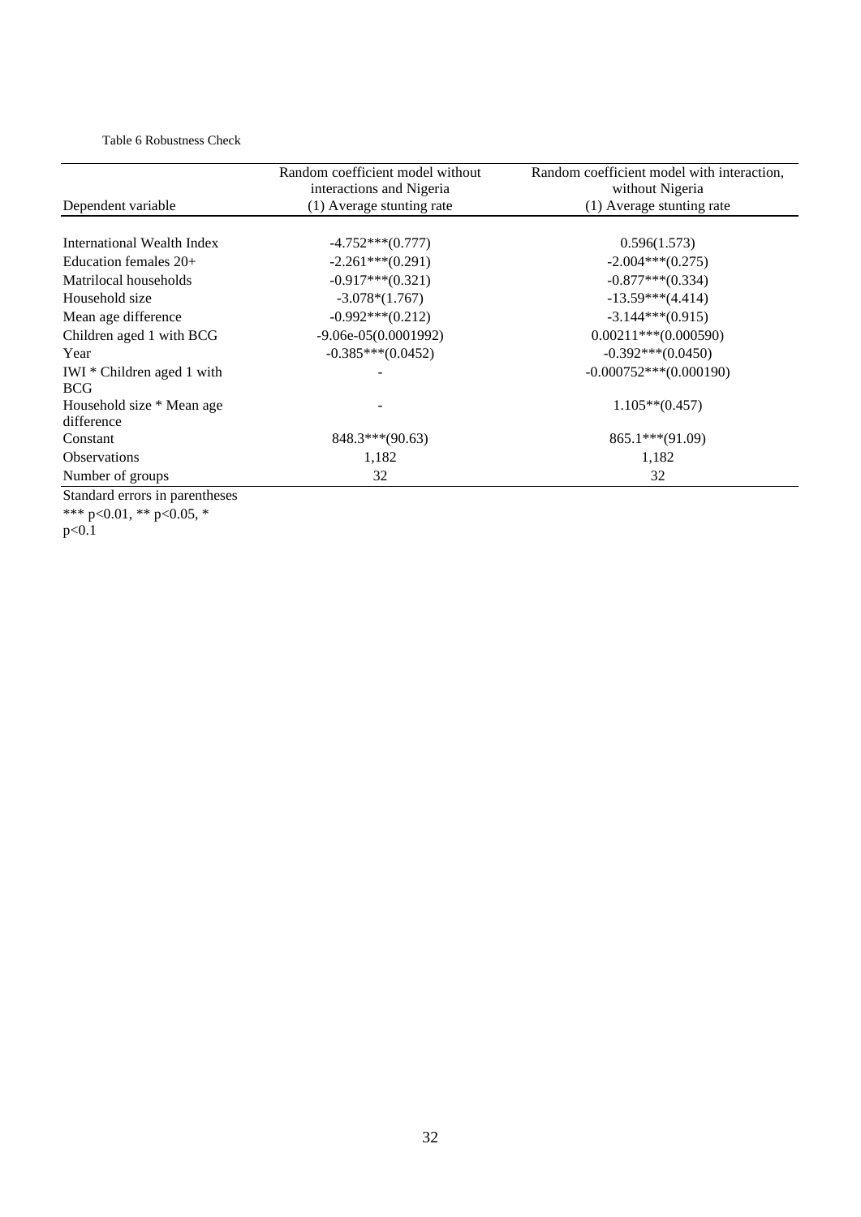Table 6 Robustness Check

| | Random coefficient model without interactions and Nigeria | Random coefficient model with interaction, without Nigeria |
|---|---|---|
| Dependent variable | (1) Average stunting rate | (1) Average stunting rate |
| International Wealth Index | -4.752***(0.777) | 0.596(1.573) |
| Education females 20+ | -2.261***(0.291) | -2.004***(0.275) |
| Matrilocal households | -0.917***(0.321) | -0.877***(0.334) |
| Household size | -3.078*(1.767) | -13.59***(4.414) |
| Mean age difference | -0.992***(0.212) | -3.144***(0.915) |
| Children aged 1 with BCG | -9.06e-05(0.0001992) | 0.00211***(0.000590) |
| Year | -0.385***(0.0452) | -0.392***(0.0450) |
| IWI * Children aged 1 with BCG | - | -0.000752***(0.000190) |
| Household size * Mean age difference | - | 1.105**(0.457) |
| Constant | 848.3***(90.63) | 865.1***(91.09) |
| Observations | 1,182 | 1,182 |
| Number of groups | 32 | 32 |

Standard errors in parentheses

*** p<0.01, ** p<0.05, * p<0.1